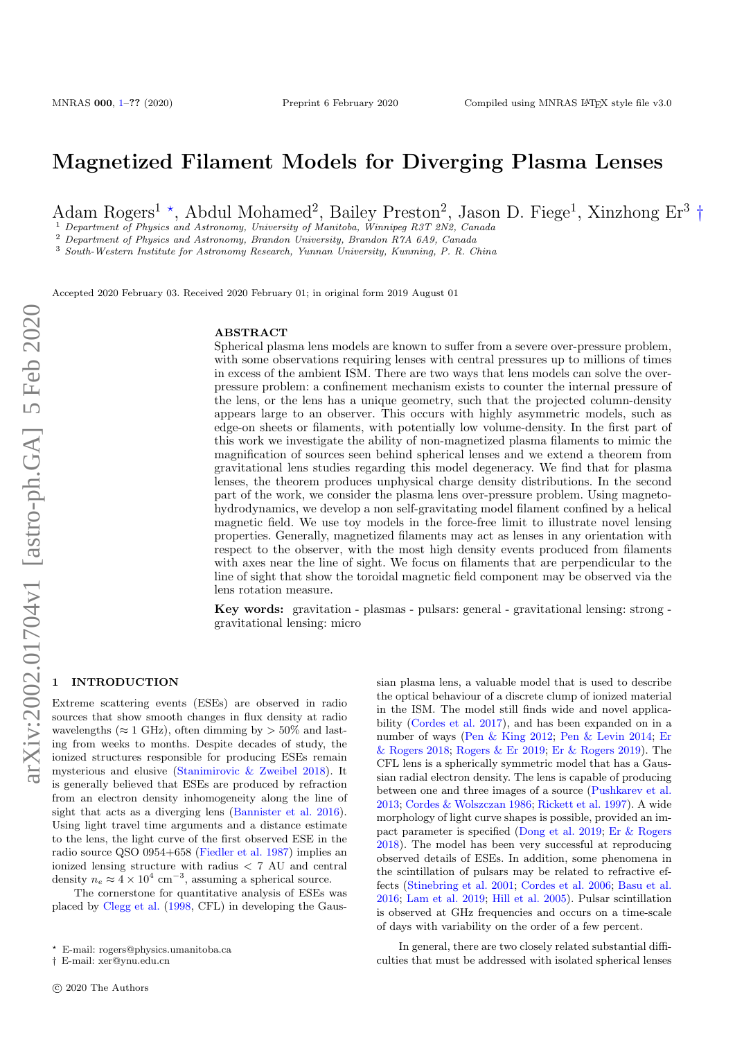# Magnetized Filament Models for Diverging Plasma Lenses

Adam Rogers[1] ⋆, Abdul Mohamed[2], Bailey Preston[2], Jason D. Fiege[1], Xinzhong Er[3] †

[1] *Department of Physics and Astronomy, University of Manitoba, Winnipeg R3T 2N2, Canada*
[2] *Department of Physics and Astronomy, Brandon University, Brandon R7A 6A9, Canada*
[3] *South-Western Institute for Astronomy Research, Yunnan University, Kunming, P. R. China*

Accepted 2020 February 03. Received 2020 February 01; in original form 2019 August 01

## ABSTRACT

Spherical plasma lens models are known to suffer from a severe over-pressure problem, with some observations requiring lenses with central pressures up to millions of times in excess of the ambient ISM. There are two ways that lens models can solve the over-pressure problem: a confinement mechanism exists to counter the internal pressure of the lens, or the lens has a unique geometry, such that the projected column-density appears large to an observer. This occurs with highly asymmetric models, such as edge-on sheets or filaments, with potentially low volume-density. In the first part of this work we investigate the ability of non-magnetized plasma filaments to mimic the magnification of sources seen behind spherical lenses and we extend a theorem from gravitational lens studies regarding this model degeneracy. We find that for plasma lenses, the theorem produces unphysical charge density distributions. In the second part of the work, we consider the plasma lens over-pressure problem. Using magneto-hydrodynamics, we develop a non self-gravitating model filament confined by a helical magnetic field. We use toy models in the force-free limit to illustrate novel lensing properties. Generally, magnetized filaments may act as lenses in any orientation with respect to the observer, with the most high density events produced from filaments with axes near the line of sight. We focus on filaments that are perpendicular to the line of sight that show the toroidal magnetic field component may be observed via the lens rotation measure.

**Key words:** gravitation - plasmas - pulsars: general - gravitational lensing: strong - gravitational lensing: micro

## 1 INTRODUCTION

Extreme scattering events (ESEs) are observed in radio sources that show smooth changes in flux density at radio wavelengths ($\approx 1$ GHz), often dimming by $> 50\%$ and lasting from weeks to months. Despite decades of study, the ionized structures responsible for producing ESEs remain mysterious and elusive (Stanimirovic & Zweibel 2018). It is generally believed that ESEs are produced by refraction from an electron density inhomogeneity along the line of sight that acts as a diverging lens (Bannister et al. 2016). Using light travel time arguments and a distance estimate to the lens, the light curve of the first observed ESE in the radio source QSO 0954+658 (Fiedler et al. 1987) implies an ionized lensing structure with radius $< 7$ AU and central density $n_e \approx 4 \times 10^4$ cm$^{-3}$, assuming a spherical source.

The cornerstone for quantitative analysis of ESEs was placed by Clegg et al. (1998, CFL) in developing the Gaussian plasma lens, a valuable model that is used to describe the optical behaviour of a discrete clump of ionized material in the ISM. The model still finds wide and novel applicability (Cordes et al. 2017), and has been expanded on in a number of ways (Pen & King 2012; Pen & Levin 2014; Er & Rogers 2018; Rogers & Er 2019; Er & Rogers 2019). The CFL lens is a spherically symmetric model that has a Gaussian radial electron density. The lens is capable of producing between one and three images of a source (Pushkarev et al. 2013; Cordes & Wolszczan 1986; Rickett et al. 1997). A wide morphology of light curve shapes is possible, provided an impact parameter is specified (Dong et al. 2019; Er & Rogers 2018). The model has been very successful at reproducing observed details of ESEs. In addition, some phenomena in the scintillation of pulsars may be related to refractive effects (Stinebring et al. 2001; Cordes et al. 2006; Basu et al. 2016; Lam et al. 2019; Hill et al. 2005). Pulsar scintillation is observed at GHz frequencies and occurs on a time-scale of days with variability on the order of a few percent.

In general, there are two closely related substantial difficulties that must be addressed with isolated spherical lenses

⋆ E-mail: rogers@physics.umanitoba.ca
† E-mail: xer@ynu.edu.cn

© 2020 The Authors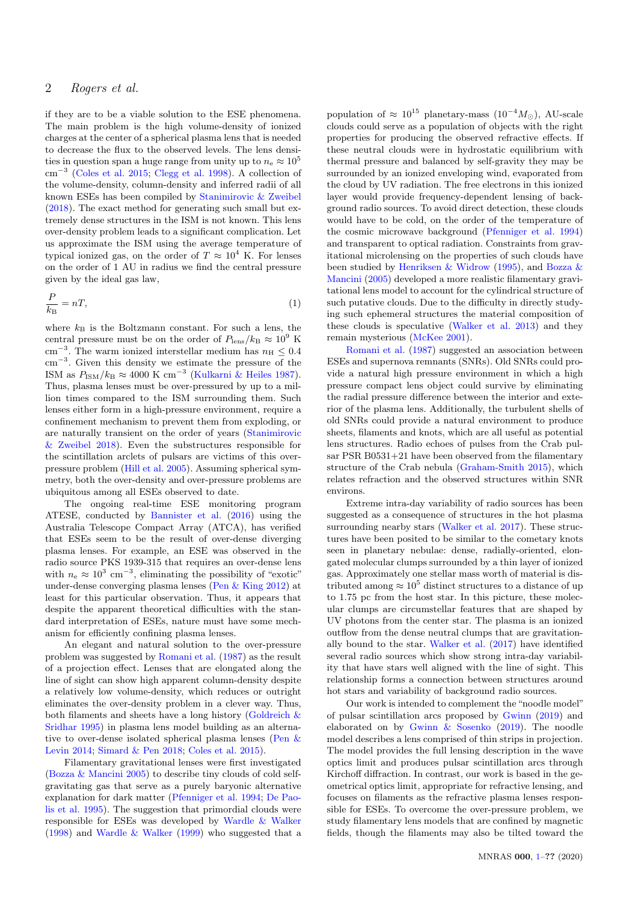if they are to be a viable solution to the ESE phenomena. The main problem is the high volume-density of ionized charges at the center of a spherical plasma lens that is needed to decrease the flux to the observed levels. The lens densities in question span a huge range from unity up to $n_e \approx 10^5$ cm$^{-3}$ (Coles et al. 2015; Clegg et al. 1998). A collection of the volume-density, column-density and inferred radii of all known ESEs has been compiled by Stanimirovic & Zweibel (2018). The exact method for generating such small but extremely dense structures in the ISM is not known. This lens over-density problem leads to a significant complication. Let us approximate the ISM using the average temperature of typical ionized gas, on the order of $T \approx 10^4$ K. For lenses on the order of 1 AU in radius we find the central pressure given by the ideal gas law,

$$\frac{P}{k_\mathrm{B}} = nT, \tag{1}$$

where $k_\mathrm{B}$ is the Boltzmann constant. For such a lens, the central pressure must be on the order of $P_\mathrm{lens}/k_\mathrm{B} \approx 10^9$ K cm$^{-3}$. The warm ionized interstellar medium has $n_\mathrm{H} \leq 0.4$ cm$^{-3}$. Given this density we estimate the pressure of the ISM as $P_\mathrm{ISM}/k_\mathrm{B} \approx 4000$ K cm$^{-3}$ (Kulkarni & Heiles 1987). Thus, plasma lenses must be over-pressured by up to a million times compared to the ISM surrounding them. Such lenses either form in a high-pressure environment, require a confinement mechanism to prevent them from exploding, or are naturally transient on the order of years (Stanimirovic & Zweibel 2018). Even the substructures responsible for the scintillation arclets of pulsars are victims of this over-pressure problem (Hill et al. 2005). Assuming spherical symmetry, both the over-density and over-pressure problems are ubiquitous among all ESEs observed to date.

The ongoing real-time ESE monitoring program ATESE, conducted by Bannister et al. (2016) using the Australia Telescope Compact Array (ATCA), has verified that ESEs seem to be the result of over-dense diverging plasma lenses. For example, an ESE was observed in the radio source PKS 1939-315 that requires an over-dense lens with $n_e \approx 10^3$ cm$^{-3}$, eliminating the possibility of "exotic" under-dense converging plasma lenses (Pen & King 2012) at least for this particular observation. Thus, it appears that despite the apparent theoretical difficulties with the standard interpretation of ESEs, nature must have some mechanism for efficiently confining plasma lenses.

An elegant and natural solution to the over-pressure problem was suggested by Romani et al. (1987) as the result of a projection effect. Lenses that are elongated along the line of sight can show high apparent column-density despite a relatively low volume-density, which reduces or outright eliminates the over-density problem in a clever way. Thus, both filaments and sheets have a long history (Goldreich & Sridhar 1995) in plasma lens model building as an alternative to over-dense isolated spherical plasma lenses (Pen & Levin 2014; Simard & Pen 2018; Coles et al. 2015).

Filamentary gravitational lenses were first investigated (Bozza & Mancini 2005) to describe tiny clouds of cold self-gravitating gas that serve as a purely baryonic alternative explanation for dark matter (Pfenniger et al. 1994; De Paolis et al. 1995). The suggestion that primordial clouds were responsible for ESEs was developed by Wardle & Walker (1998) and Wardle & Walker (1999) who suggested that a population of $\approx 10^{15}$ planetary-mass ($10^{-4} M_\odot$), AU-scale clouds could serve as a population of objects with the right properties for producing the observed refractive effects. If these neutral clouds were in hydrostatic equilibrium with thermal pressure and balanced by self-gravity they may be surrounded by an ionized enveloping wind, evaporated from the cloud by UV radiation. The free electrons in this ionized layer would provide frequency-dependent lensing of background radio sources. To avoid direct detection, these clouds would have to be cold, on the order of the temperature of the cosmic microwave background (Pfenniger et al. 1994) and transparent to optical radiation. Constraints from gravitational microlensing on the properties of such clouds have been studied by Henriksen & Widrow (1995), and Bozza & Mancini (2005) developed a more realistic filamentary gravitational lens model to account for the cylindrical structure of such putative clouds. Due to the difficulty in directly studying such ephemeral structures the material composition of these clouds is speculative (Walker et al. 2013) and they remain mysterious (McKee 2001).

Romani et al. (1987) suggested an association between ESEs and supernova remnants (SNRs). Old SNRs could provide a natural high pressure environment in which a high pressure compact lens object could survive by eliminating the radial pressure difference between the interior and exterior of the plasma lens. Additionally, the turbulent shells of old SNRs could provide a natural environment to produce sheets, filaments and knots, which are all useful as potential lens structures. Radio echoes of pulses from the Crab pulsar PSR B0531+21 have been observed from the filamentary structure of the Crab nebula (Graham-Smith 2015), which relates refraction and the observed structures within SNR environs.

Extreme intra-day variability of radio sources has been suggested as a consequence of structures in the hot plasma surrounding nearby stars (Walker et al. 2017). These structures have been posited to be similar to the cometary knots seen in planetary nebulae: dense, radially-oriented, elongated molecular clumps surrounded by a thin layer of ionized gas. Approximately one stellar mass worth of material is distributed among $\approx 10^5$ distinct structures to a distance of up to 1.75 pc from the host star. In this picture, these molecular clumps are circumstellar features that are shaped by UV photons from the center star. The plasma is an ionized outflow from the dense neutral clumps that are gravitationally bound to the star. Walker et al. (2017) have identified several radio sources which show strong intra-day variability that have stars well aligned with the line of sight. This relationship forms a connection between structures around hot stars and variability of background radio sources.

Our work is intended to complement the "noodle model" of pulsar scintillation arcs proposed by Gwinn (2019) and elaborated on by Gwinn & Sosenko (2019). The noodle model describes a lens comprised of thin strips in projection. The model provides the full lensing description in the wave optics limit and produces pulsar scintillation arcs through Kirchoff diffraction. In contrast, our work is based in the geometrical optics limit, appropriate for refractive lensing, and focuses on filaments as the refractive plasma lenses responsible for ESEs. To overcome the over-pressure problem, we study filamentary lens models that are confined by magnetic fields, though the filaments may also be tilted toward the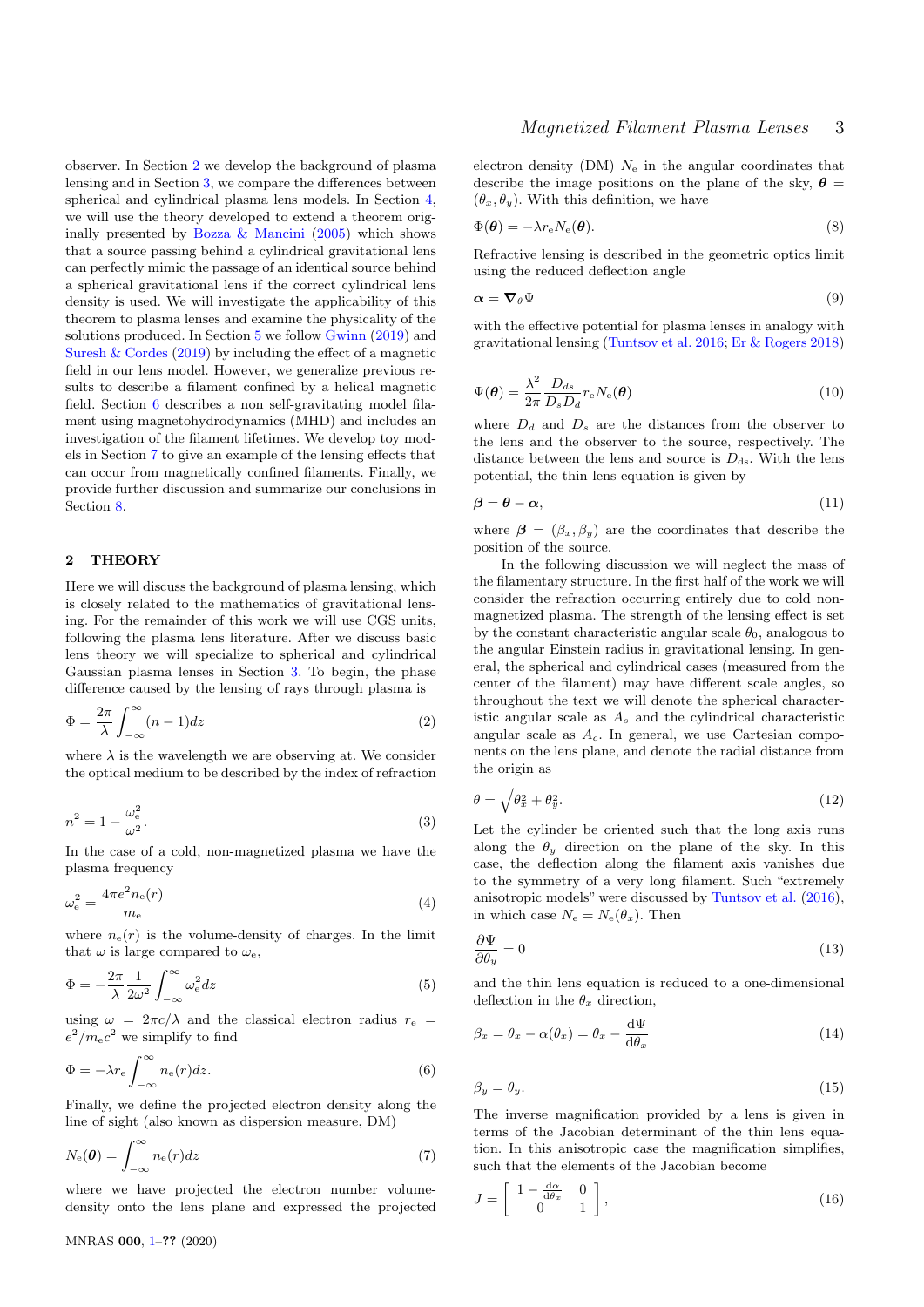observer. In Section 2 we develop the background of plasma lensing and in Section 3, we compare the differences between spherical and cylindrical plasma lens models. In Section 4, we will use the theory developed to extend a theorem originally presented by Bozza & Mancini (2005) which shows that a source passing behind a cylindrical gravitational lens can perfectly mimic the passage of an identical source behind a spherical gravitational lens if the correct cylindrical lens density is used. We will investigate the applicability of this theorem to plasma lenses and examine the physicality of the solutions produced. In Section 5 we follow Gwinn (2019) and Suresh & Cordes (2019) by including the effect of a magnetic field in our lens model. However, we generalize previous results to describe a filament confined by a helical magnetic field. Section 6 describes a non self-gravitating model filament using magnetohydrodynamics (MHD) and includes an investigation of the filament lifetimes. We develop toy models in Section 7 to give an example of the lensing effects that can occur from magnetically confined filaments. Finally, we provide further discussion and summarize our conclusions in Section 8.

## 2 THEORY

Here we will discuss the background of plasma lensing, which is closely related to the mathematics of gravitational lensing. For the remainder of this work we will use CGS units, following the plasma lens literature. After we discuss basic lens theory we will specialize to spherical and cylindrical Gaussian plasma lenses in Section 3. To begin, the phase difference caused by the lensing of rays through plasma is

$$\Phi = \frac{2\pi}{\lambda}\int_{-\infty}^{\infty}(n-1)dz \tag{2}$$

where $\lambda$ is the wavelength we are observing at. We consider the optical medium to be described by the index of refraction

$$n^2 = 1 - \frac{\omega_{\rm e}^2}{\omega^2}. \tag{3}$$

In the case of a cold, non-magnetized plasma we have the plasma frequency

$$\omega_{\rm e}^2 = \frac{4\pi e^2 n_{\rm e}(r)}{m_{\rm e}} \tag{4}$$

where $n_{\rm e}(r)$ is the volume-density of charges. In the limit that $\omega$ is large compared to $\omega_{\rm e}$,

$$\Phi = -\frac{2\pi}{\lambda}\frac{1}{2\omega^2}\int_{-\infty}^{\infty}\omega_{\rm e}^2 dz \tag{5}$$

using $\omega = 2\pi c/\lambda$ and the classical electron radius $r_{\rm e} = e^2/m_{\rm e}c^2$ we simplify to find

$$\Phi = -\lambda r_{\rm e}\int_{-\infty}^{\infty} n_{\rm e}(r)dz. \tag{6}$$

Finally, we define the projected electron density along the line of sight (also known as dispersion measure, DM)

$$N_{\rm e}(\boldsymbol{\theta}) = \int_{-\infty}^{\infty} n_{\rm e}(r)dz \tag{7}$$

where we have projected the electron number volume-density onto the lens plane and expressed the projected electron density (DM) $N_{\rm e}$ in the angular coordinates that describe the image positions on the plane of the sky, $\boldsymbol{\theta} = (\theta_x, \theta_y)$. With this definition, we have

$$\Phi(\boldsymbol{\theta}) = -\lambda r_{\rm e} N_{\rm e}(\boldsymbol{\theta}). \tag{8}$$

Refractive lensing is described in the geometric optics limit using the reduced deflection angle

$$\boldsymbol{\alpha} = \boldsymbol{\nabla}_\theta \Psi \tag{9}$$

with the effective potential for plasma lenses in analogy with gravitational lensing (Tuntsov et al. 2016; Er & Rogers 2018)

$$\Psi(\boldsymbol{\theta}) = \frac{\lambda^2}{2\pi}\frac{D_{ds}}{D_s D_d} r_{\rm e} N_{\rm e}(\boldsymbol{\theta}) \tag{10}$$

where $D_d$ and $D_s$ are the distances from the observer to the lens and the observer to the source, respectively. The distance between the lens and source is $D_{\rm ds}$. With the lens potential, the thin lens equation is given by

$$\boldsymbol{\beta} = \boldsymbol{\theta} - \boldsymbol{\alpha}, \tag{11}$$

where $\boldsymbol{\beta} = (\beta_x, \beta_y)$ are the coordinates that describe the position of the source.

In the following discussion we will neglect the mass of the filamentary structure. In the first half of the work we will consider the refraction occurring entirely due to cold non-magnetized plasma. The strength of the lensing effect is set by the constant characteristic angular scale $\theta_0$, analogous to the angular Einstein radius in gravitational lensing. In general, the spherical and cylindrical cases (measured from the center of the filament) may have different scale angles, so throughout the text we will denote the spherical characteristic angular scale as $A_s$ and the cylindrical characteristic angular scale as $A_c$. In general, we use Cartesian components on the lens plane, and denote the radial distance from the origin as

$$\theta = \sqrt{\theta_x^2 + \theta_y^2}. \tag{12}$$

Let the cylinder be oriented such that the long axis runs along the $\theta_y$ direction on the plane of the sky. In this case, the deflection along the filament axis vanishes due to the symmetry of a very long filament. Such "extremely anisotropic models" were discussed by Tuntsov et al. (2016), in which case $N_{\rm e} = N_{\rm e}(\theta_x)$. Then

$$\frac{\partial \Psi}{\partial \theta_y} = 0 \tag{13}$$

and the thin lens equation is reduced to a one-dimensional deflection in the $\theta_x$ direction,

$$\beta_x = \theta_x - \alpha(\theta_x) = \theta_x - \frac{{\rm d}\Psi}{{\rm d}\theta_x} \tag{14}$$

$$\beta_y = \theta_y. \tag{15}$$

The inverse magnification provided by a lens is given in terms of the Jacobian determinant of the thin lens equation. In this anisotropic case the magnification simplifies, such that the elements of the Jacobian become

$$J = \left[\begin{array}{cc} 1 - \frac{{\rm d}\alpha}{{\rm d}\theta_x} & 0 \\ 0 & 1 \end{array}\right], \tag{16}$$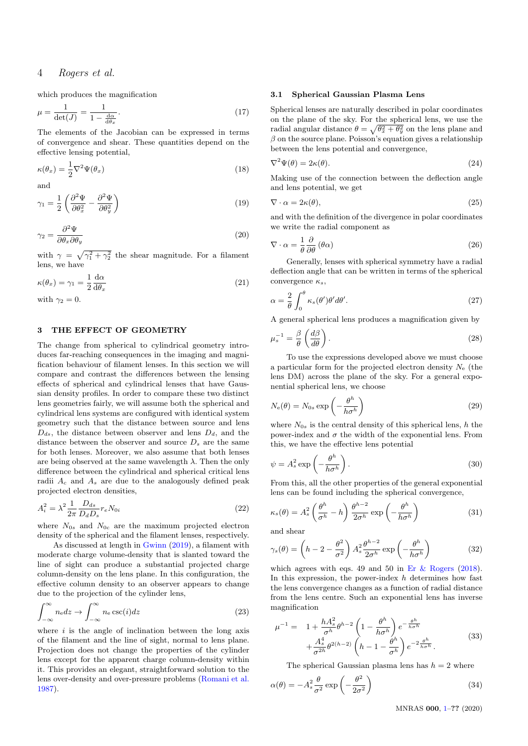which produces the magnification

$$\mu = \frac{1}{\det(J)} = \frac{1}{1 - \frac{d\alpha}{d\theta_x}}. \tag{17}$$

The elements of the Jacobian can be expressed in terms of convergence and shear. These quantities depend on the effective lensing potential,

$$\kappa(\theta_x) = \frac{1}{2}\nabla^2\Psi(\theta_x) \tag{18}$$

and

$$\gamma_1 = \frac{1}{2}\left(\frac{\partial^2\Psi}{\partial\theta_x^2} - \frac{\partial^2\Psi}{\partial\theta_y^2}\right) \tag{19}$$

$$\gamma_2 = \frac{\partial^2\Psi}{\partial\theta_x\partial\theta_y} \tag{20}$$

with $\gamma = \sqrt{\gamma_1^2 + \gamma_2^2}$ the shear magnitude. For a filament lens, we have

$$\kappa(\theta_x) = \gamma_1 = \frac{1}{2}\frac{d\alpha}{d\theta_x} \tag{21}$$

with $\gamma_2 = 0$.

## 3 THE EFFECT OF GEOMETRY

The change from spherical to cylindrical geometry introduces far-reaching consequences in the imaging and magnification behaviour of filament lenses. In this section we will compare and contrast the differences between the lensing effects of spherical and cylindrical lenses that have Gaussian density profiles. In order to compare these two distinct lens geometries fairly, we will assume both the spherical and cylindrical lens systems are configured with identical system geometry such that the distance between source and lens $D_{ds}$, the distance between observer and lens $D_d$, and the distance between the observer and source $D_s$ are the same for both lenses. Moreover, we also assume that both lenses are being observed at the same wavelength $\lambda$. Then the only difference between the cylindrical and spherical critical lens radii $A_c$ and $A_s$ are due to the analogously defined peak projected electron densities,

$$A_i^2 = \lambda^2 \frac{1}{2\pi}\frac{D_{ds}}{D_d D_s} r_e N_{0i} \tag{22}$$

where $N_{0s}$ and $N_{0c}$ are the maximum projected electron density of the spherical and the filament lenses, respectively.

As discussed at length in Gwinn (2019), a filament with moderate charge volume-density that is slanted toward the line of sight can produce a substantial projected charge column-density on the lens plane. In this configuration, the effective column density to an observer appears to change due to the projection of the cylinder lens,

$$\int_{-\infty}^{\infty} n_e dz \to \int_{-\infty}^{\infty} n_e \csc(i) dz \tag{23}$$

where $i$ is the angle of inclination between the long axis of the filament and the line of sight, normal to lens plane. Projection does not change the properties of the cylinder lens except for the apparent charge column-density within it. This provides an elegant, straightforward solution to the lens over-density and over-pressure problems (Romani et al. 1987).

### 3.1 Spherical Gaussian Plasma Lens

Spherical lenses are naturally described in polar coordinates on the plane of the sky. For the spherical lens, we use the radial angular distance $\theta = \sqrt{\theta_x^2 + \theta_y^2}$ on the lens plane and $\beta$ on the source plane. Poisson's equation gives a relationship between the lens potential and convergence,

$$\nabla^2\Psi(\theta) = 2\kappa(\theta). \tag{24}$$

Making use of the connection between the deflection angle and lens potential, we get

$$\nabla\cdot\alpha = 2\kappa(\theta), \tag{25}$$

and with the definition of the divergence in polar coordinates we write the radial component as

$$\nabla\cdot\alpha = \frac{1}{\theta}\frac{\partial}{\partial\theta}(\theta\alpha) \tag{26}$$

Generally, lenses with spherical symmetry have a radial deflection angle that can be written in terms of the spherical convergence $\kappa_s$,

$$\alpha = \frac{2}{\theta}\int_0^\theta \kappa_s(\theta')\theta' d\theta'. \tag{27}$$

A general spherical lens produces a magnification given by

$$\mu_s^{-1} = \frac{\beta}{\theta}\left(\frac{d\beta}{d\theta}\right). \tag{28}$$

To use the expressions developed above we must choose a particular form for the projected electron density $N_e$ (the lens DM) across the plane of the sky. For a general exponential spherical lens, we choose

$$N_e(\theta) = N_{0s}\exp\left(-\frac{\theta^h}{h\sigma^h}\right) \tag{29}$$

where $N_{0s}$ is the central density of this spherical lens, $h$ the power-index and $\sigma$ the width of the exponential lens. From this, we have the effective lens potential

$$\psi = A_s^2 \exp\left(-\frac{\theta^h}{h\sigma^h}\right). \tag{30}$$

From this, all the other properties of the general exponential lens can be found including the spherical convergence,

$$\kappa_s(\theta) = A_s^2\left(\frac{\theta^h}{\sigma^h} - h\right)\frac{\theta^{h-2}}{2\sigma^h}\exp\left(-\frac{\theta^h}{h\sigma^h}\right) \tag{31}$$

and shear

$$\gamma_s(\theta) = \left(h - 2 - \frac{\theta^2}{\sigma^2}\right)A_s^2\frac{\theta^{h-2}}{2\sigma^h}\exp\left(-\frac{\theta^h}{h\sigma^h}\right) \tag{32}$$

which agrees with eqs. 49 and 50 in Er & Rogers (2018). In this expression, the power-index $h$ determines how fast the lens convergence changes as a function of radial distance from the lens centre. Such an exponential lens has inverse magnification

$$\begin{aligned}\mu^{-1} = \quad & 1 + \frac{hA_s^2}{\sigma^h}\theta^{h-2}\left(1 - \frac{\theta^h}{h\sigma^h}\right)e^{-\frac{\theta^h}{h\sigma^h}} \\ & + \frac{A_s^4}{\sigma^{2h}}\theta^{2(h-2)}\left(h - 1 - \frac{\theta^h}{\sigma^h}\right)e^{-2\frac{\theta^h}{h\sigma^h}}.\end{aligned} \tag{33}$$

The spherical Gaussian plasma lens has $h = 2$ where

$$\alpha(\theta) = -A_s^2\frac{\theta}{\sigma^2}\exp\left(-\frac{\theta^2}{2\sigma^2}\right) \tag{34}$$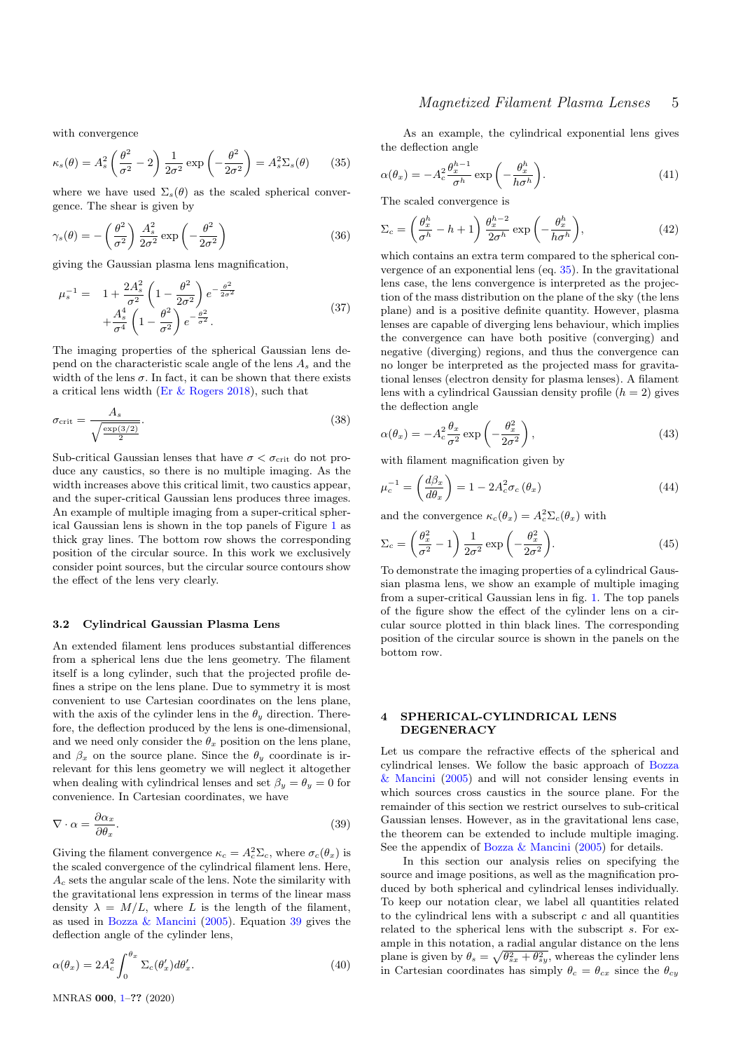with convergence

$$\kappa_s(\theta) = A_s^2 \left(\frac{\theta^2}{\sigma^2} - 2\right) \frac{1}{2\sigma^2} \exp\left(-\frac{\theta^2}{2\sigma^2}\right) = A_s^2 \Sigma_s(\theta) \tag{35}$$

where we have used $\Sigma_s(\theta)$ as the scaled spherical convergence. The shear is given by

$$\gamma_s(\theta) = -\left(\frac{\theta^2}{\sigma^2}\right) \frac{A_s^2}{2\sigma^2} \exp\left(-\frac{\theta^2}{2\sigma^2}\right) \tag{36}$$

giving the Gaussian plasma lens magnification,

$$\begin{aligned} \mu_s^{-1} = \quad & 1 + \frac{2A_s^2}{\sigma^2}\left(1 - \frac{\theta^2}{2\sigma^2}\right) e^{-\frac{\theta^2}{2\sigma^2}} \\ & + \frac{A_s^4}{\sigma^4}\left(1 - \frac{\theta^2}{\sigma^2}\right) e^{-\frac{\theta^2}{\sigma^2}}. \end{aligned} \tag{37}$$

The imaging properties of the spherical Gaussian lens depend on the characteristic scale angle of the lens $A_s$ and the width of the lens $\sigma$. In fact, it can be shown that there exists a critical lens width (Er & Rogers 2018), such that

$$\sigma_{\mathrm{crit}} = \frac{A_s}{\sqrt{\frac{\exp(3/2)}{2}}}. \tag{38}$$

Sub-critical Gaussian lenses that have $\sigma < \sigma_{\mathrm{crit}}$ do not produce any caustics, so there is no multiple imaging. As the width increases above this critical limit, two caustics appear, and the super-critical Gaussian lens produces three images. An example of multiple imaging from a super-critical spherical Gaussian lens is shown in the top panels of Figure 1 as thick gray lines. The bottom row shows the corresponding position of the circular source. In this work we exclusively consider point sources, but the circular source contours show the effect of the lens very clearly.

### 3.2 Cylindrical Gaussian Plasma Lens

An extended filament lens produces substantial differences from a spherical lens due the lens geometry. The filament itself is a long cylinder, such that the projected profile defines a stripe on the lens plane. Due to symmetry it is most convenient to use Cartesian coordinates on the lens plane, with the axis of the cylinder lens in the $\theta_y$ direction. Therefore, the deflection produced by the lens is one-dimensional, and we need only consider the $\theta_x$ position on the lens plane, and $\beta_x$ on the source plane. Since the $\theta_y$ coordinate is irrelevant for this lens geometry we will neglect it altogether when dealing with cylindrical lenses and set $\beta_y = \theta_y = 0$ for convenience. In Cartesian coordinates, we have

$$\nabla \cdot \alpha = \frac{\partial \alpha_x}{\partial \theta_x}. \tag{39}$$

Giving the filament convergence $\kappa_c = A_c^2 \Sigma_c$, where $\sigma_c(\theta_x)$ is the scaled convergence of the cylindrical filament lens. Here, $A_c$ sets the angular scale of the lens. Note the similarity with the gravitational lens expression in terms of the linear mass density $\lambda = M/L$, where $L$ is the length of the filament, as used in Bozza & Mancini (2005). Equation 39 gives the deflection angle of the cylinder lens,

$$\alpha(\theta_x) = 2A_c^2 \int_0^{\theta_x} \Sigma_c(\theta_x')d\theta_x'. \tag{40}$$

As an example, the cylindrical exponential lens gives the deflection angle

$$\alpha(\theta_x) = -A_c^2 \frac{\theta_x^{h-1}}{\sigma^h} \exp\left(-\frac{\theta_x^h}{h\sigma^h}\right). \tag{41}$$

The scaled convergence is

$$\Sigma_c = \left(\frac{\theta_x^h}{\sigma^h} - h + 1\right) \frac{\theta_x^{h-2}}{2\sigma^h} \exp\left(-\frac{\theta_x^h}{h\sigma^h}\right), \tag{42}$$

which contains an extra term compared to the spherical convergence of an exponential lens (eq. 35). In the gravitational lens case, the lens convergence is interpreted as the projection of the mass distribution on the plane of the sky (the lens plane) and is a positive definite quantity. However, plasma lenses are capable of diverging lens behaviour, which implies the convergence can have both positive (converging) and negative (diverging) regions, and thus the convergence can no longer be interpreted as the projected mass for gravitational lenses (electron density for plasma lenses). A filament lens with a cylindrical Gaussian density profile ($h = 2$) gives the deflection angle

$$\alpha(\theta_x) = -A_c^2 \frac{\theta_x}{\sigma^2} \exp\left(-\frac{\theta_x^2}{2\sigma^2}\right), \tag{43}$$

with filament magnification given by

$$\mu_c^{-1} = \left(\frac{d\beta_x}{d\theta_x}\right) = 1 - 2A_c^2 \sigma_c(\theta_x) \tag{44}$$

and the convergence $\kappa_c(\theta_x) = A_c^2 \Sigma_c(\theta_x)$ with

$$\Sigma_c = \left(\frac{\theta_x^2}{\sigma^2} - 1\right) \frac{1}{2\sigma^2} \exp\left(-\frac{\theta_x^2}{2\sigma^2}\right). \tag{45}$$

To demonstrate the imaging properties of a cylindrical Gaussian plasma lens, we show an example of multiple imaging from a super-critical Gaussian lens in fig. 1. The top panels of the figure show the effect of the cylinder lens on a circular source plotted in thin black lines. The corresponding position of the circular source is shown in the panels on the bottom row.

## 4 SPHERICAL-CYLINDRICAL LENS DEGENERACY

Let us compare the refractive effects of the spherical and cylindrical lenses. We follow the basic approach of Bozza & Mancini (2005) and will not consider lensing events in which sources cross caustics in the source plane. For the remainder of this section we restrict ourselves to sub-critical Gaussian lenses. However, as in the gravitational lens case, the theorem can be extended to include multiple imaging. See the appendix of Bozza & Mancini (2005) for details.

In this section our analysis relies on specifying the source and image positions, as well as the magnification produced by both spherical and cylindrical lenses individually. To keep our notation clear, we label all quantities related to the cylindrical lens with a subscript $c$ and all quantities related to the spherical lens with the subscript $s$. For example in this notation, a radial angular distance on the lens plane is given by $\theta_s = \sqrt{\theta_{sx}^2 + \theta_{sy}^2}$, whereas the cylinder lens in Cartesian coordinates has simply $\theta_c = \theta_{cx}$ since the $\theta_{cy}$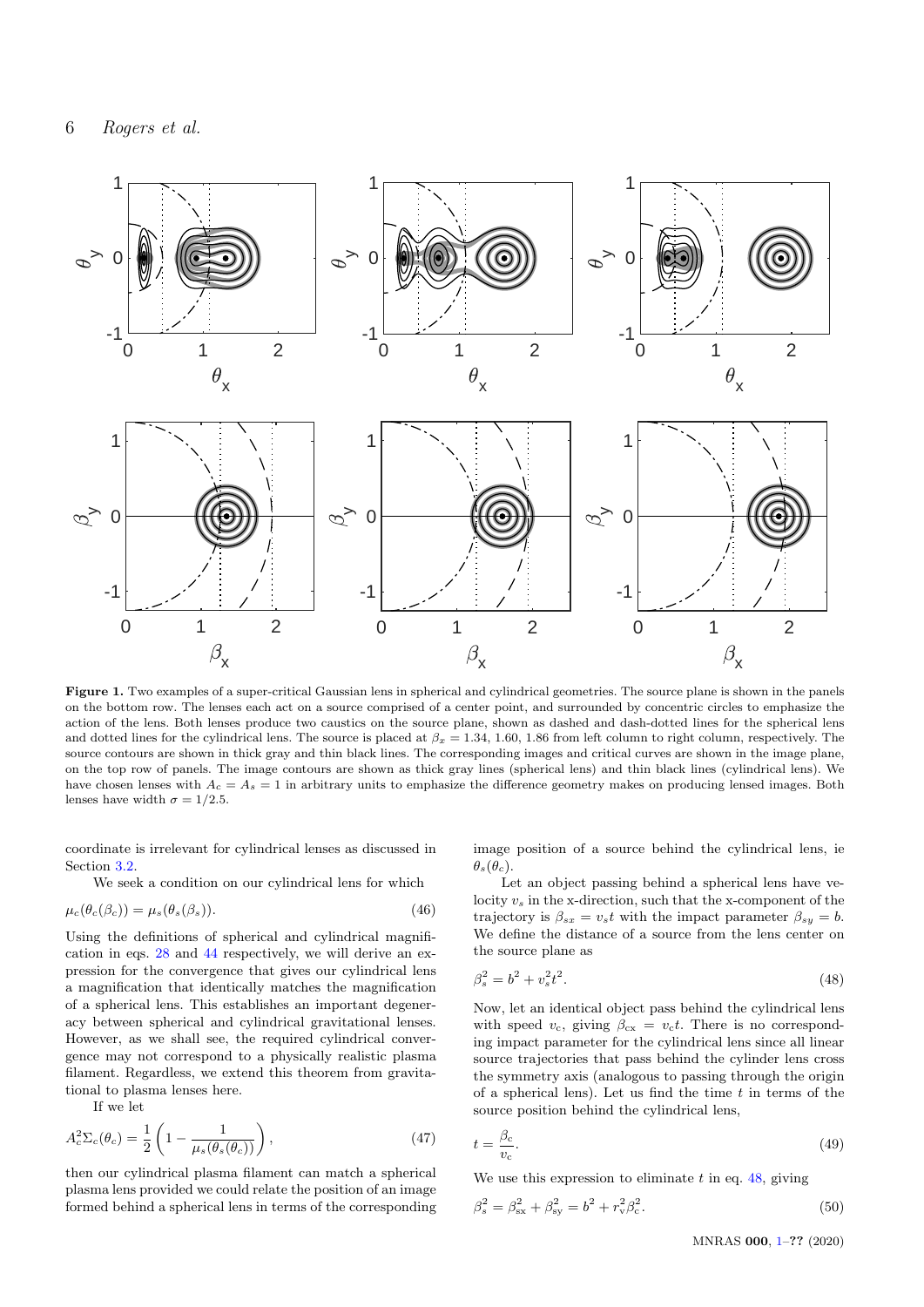**Figure 1.** Two examples of a super-critical Gaussian lens in spherical and cylindrical geometries. The source plane is shown in the panels on the bottom row. The lenses each act on a source comprised of a center point, and surrounded by concentric circles to emphasize the action of the lens. Both lenses produce two caustics on the source plane, shown as dashed and dash-dotted lines for the spherical lens and dotted lines for the cylindrical lens. The source is placed at $\beta_x = 1.34$, 1.60, 1.86 from left column to right column, respectively. The source contours are shown in thick gray and thin black lines. The corresponding images and critical curves are shown in the image plane, on the top row of panels. The image contours are shown as thick gray lines (spherical lens) and thin black lines (cylindrical lens). We have chosen lenses with $A_c = A_s = 1$ in arbitrary units to emphasize the difference geometry makes on producing lensed images. Both lenses have width $\sigma = 1/2.5$.

coordinate is irrelevant for cylindrical lenses as discussed in Section 3.2.

We seek a condition on our cylindrical lens for which

$$\mu_c(\theta_c(\beta_c)) = \mu_s(\theta_s(\beta_s)). \tag{46}$$

Using the definitions of spherical and cylindrical magnification in eqs. 28 and 44 respectively, we will derive an expression for the convergence that gives our cylindrical lens a magnification that identically matches the magnification of a spherical lens. This establishes an important degeneracy between spherical and cylindrical gravitational lenses. However, as we shall see, the required cylindrical convergence may not correspond to a physically realistic plasma filament. Regardless, we extend this theorem from gravitational to plasma lenses here.

If we let

$$A_c^2 \Sigma_c(\theta_c) = \frac{1}{2}\left(1 - \frac{1}{\mu_s(\theta_s(\theta_c))}\right), \tag{47}$$

then our cylindrical plasma filament can match a spherical plasma lens provided we could relate the position of an image formed behind a spherical lens in terms of the corresponding image position of a source behind the cylindrical lens, ie $\theta_s(\theta_c)$.

Let an object passing behind a spherical lens have velocity $v_s$ in the x-direction, such that the x-component of the trajectory is $\beta_{sx} = v_s t$ with the impact parameter $\beta_{sy} = b$. We define the distance of a source from the lens center on the source plane as

$$\beta_s^2 = b^2 + v_s^2 t^2. \tag{48}$$

Now, let an identical object pass behind the cylindrical lens with speed $v_c$, giving $\beta_{cx} = v_c t$. There is no corresponding impact parameter for the cylindrical lens since all linear source trajectories that pass behind the cylinder lens cross the symmetry axis (analogous to passing through the origin of a spherical lens). Let us find the time $t$ in terms of the source position behind the cylindrical lens,

$$t = \frac{\beta_c}{v_c}. \tag{49}$$

We use this expression to eliminate $t$ in eq. 48, giving

$$\beta_s^2 = \beta_{sx}^2 + \beta_{sy}^2 = b^2 + r_v^2 \beta_c^2. \tag{50}$$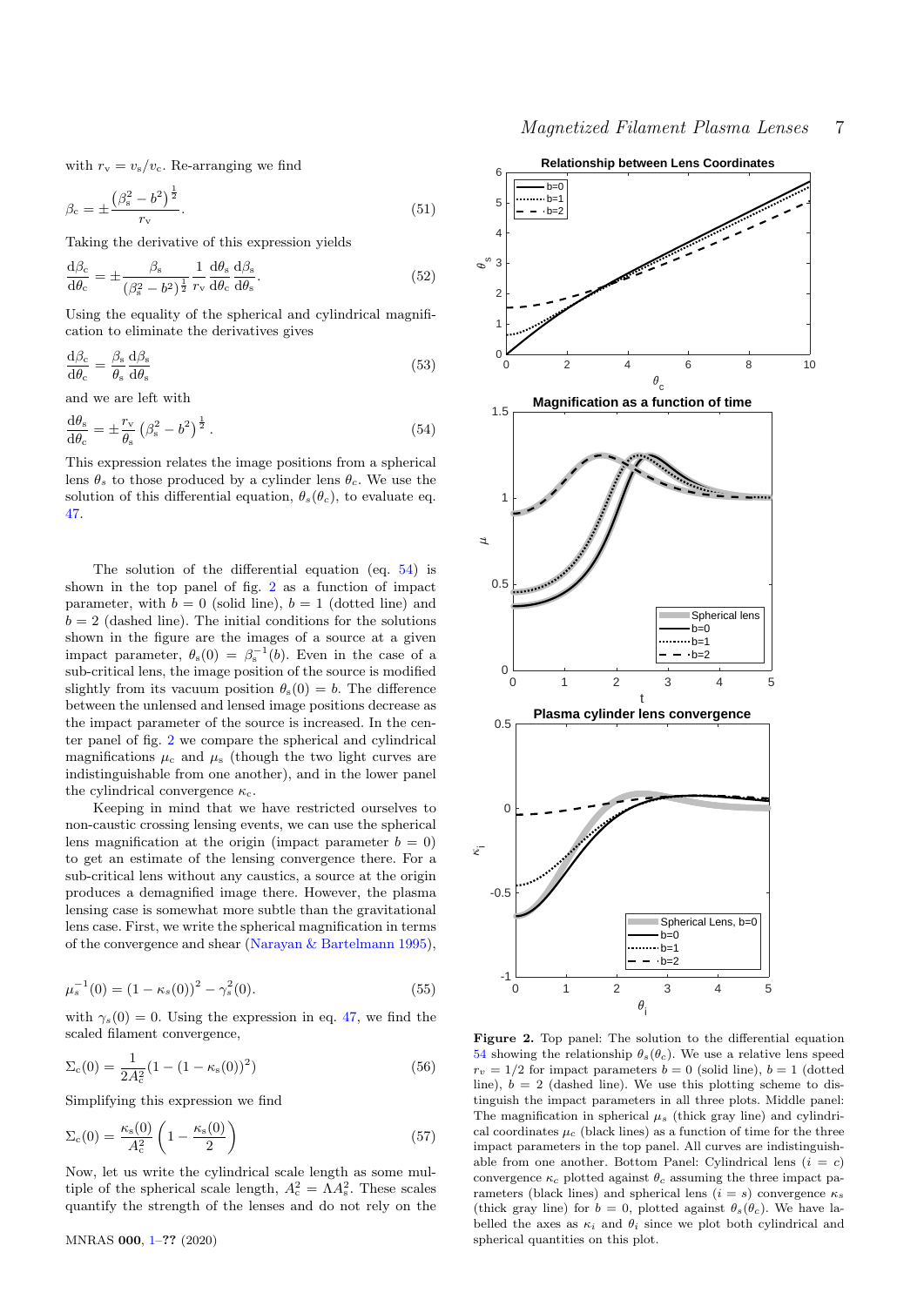with $r_\mathrm{v} = v_\mathrm{s}/v_\mathrm{c}$. Re-arranging we find

$$\beta_\mathrm{c} = \pm \frac{\left(\beta_\mathrm{s}^2 - b^2\right)^{\frac{1}{2}}}{r_\mathrm{v}}. \tag{51}$$

Taking the derivative of this expression yields

$$\frac{\mathrm{d}\beta_\mathrm{c}}{\mathrm{d}\theta_\mathrm{c}} = \pm \frac{\beta_\mathrm{s}}{(\beta_\mathrm{s}^2 - b^2)^{\frac{1}{2}}} \frac{1}{r_\mathrm{v}} \frac{\mathrm{d}\theta_\mathrm{s}}{\mathrm{d}\theta_\mathrm{c}} \frac{\mathrm{d}\beta_\mathrm{s}}{\mathrm{d}\theta_\mathrm{s}}. \tag{52}$$

Using the equality of the spherical and cylindrical magnification to eliminate the derivatives gives

$$\frac{\mathrm{d}\beta_\mathrm{c}}{\mathrm{d}\theta_\mathrm{c}} = \frac{\beta_\mathrm{s}}{\theta_\mathrm{s}} \frac{\mathrm{d}\beta_\mathrm{s}}{\mathrm{d}\theta_\mathrm{s}} \tag{53}$$

and we are left with

$$\frac{\mathrm{d}\theta_\mathrm{s}}{\mathrm{d}\theta_\mathrm{c}} = \pm \frac{r_\mathrm{v}}{\theta_\mathrm{s}} \left(\beta_\mathrm{s}^2 - b^2\right)^{\frac{1}{2}}. \tag{54}$$

This expression relates the image positions from a spherical lens $\theta_\mathrm{s}$ to those produced by a cylinder lens $\theta_c$. We use the solution of this differential equation, $\theta_s(\theta_c)$, to evaluate eq. 47.

The solution of the differential equation (eq. 54) is shown in the top panel of fig. 2 as a function of impact parameter, with $b = 0$ (solid line), $b = 1$ (dotted line) and $b = 2$ (dashed line). The initial conditions for the solutions shown in the figure are the images of a source at a given impact parameter, $\theta_\mathrm{s}(0) = \beta_\mathrm{s}^{-1}(b)$. Even in the case of a sub-critical lens, the image position of the source is modified slightly from its vacuum position $\theta_\mathrm{s}(0) = b$. The difference between the unlensed and lensed image positions decrease as the impact parameter of the source is increased. In the center panel of fig. 2 we compare the spherical and cylindrical magnifications $\mu_\mathrm{c}$ and $\mu_\mathrm{s}$ (though the two light curves are indistinguishable from one another), and in the lower panel the cylindrical convergence $\kappa_\mathrm{c}$.

Keeping in mind that we have restricted ourselves to non-caustic crossing lensing events, we can use the spherical lens magnification at the origin (impact parameter $b = 0$) to get an estimate of the lensing convergence there. For a sub-critical lens without any caustics, a source at the origin produces a demagnified image there. However, the plasma lensing case is somewhat more subtle than the gravitational lens case. First, we write the spherical magnification in terms of the convergence and shear (Narayan & Bartelmann 1995),

$$\mu_s^{-1}(0) = (1 - \kappa_\mathrm{s}(0))^2 - \gamma_s^2(0). \tag{55}$$

with $\gamma_s(0) = 0$. Using the expression in eq. 47, we find the scaled filament convergence,

$$\Sigma_\mathrm{c}(0) = \frac{1}{2A_\mathrm{c}^2}(1 - (1 - \kappa_\mathrm{s}(0))^2) \tag{56}$$

Simplifying this expression we find

$$\Sigma_\mathrm{c}(0) = \frac{\kappa_\mathrm{s}(0)}{A_\mathrm{c}^2}\left(1 - \frac{\kappa_\mathrm{s}(0)}{2}\right) \tag{57}$$

Now, let us write the cylindrical scale length as some multiple of the spherical scale length, $A_\mathrm{c}^2 = \Lambda A_\mathrm{s}^2$. These scales quantify the strength of the lenses and do not rely on the

**Figure 2.** Top panel: The solution to the differential equation 54 showing the relationship $\theta_s(\theta_c)$. We use a relative lens speed $r_v = 1/2$ for impact parameters $b = 0$ (solid line), $b = 1$ (dotted line), $b = 2$ (dashed line). We use this plotting scheme to distinguish the impact parameters in all three plots. Middle panel: The magnification in spherical $\mu_s$ (thick gray line) and cylindrical coordinates $\mu_c$ (black lines) as a function of time for the three impact parameters in the top panel. All curves are indistinguishable from one another. Bottom Panel: Cylindrical lens ($i = c$) convergence $\kappa_c$ plotted against $\theta_c$ assuming the three impact parameters (black lines) and spherical lens ($i = s$) convergence $\kappa_s$ (thick gray line) for $b = 0$, plotted against $\theta_s(\theta_c)$. We have labelled the axes as $\kappa_i$ and $\theta_i$ since we plot both cylindrical and spherical quantities on this plot.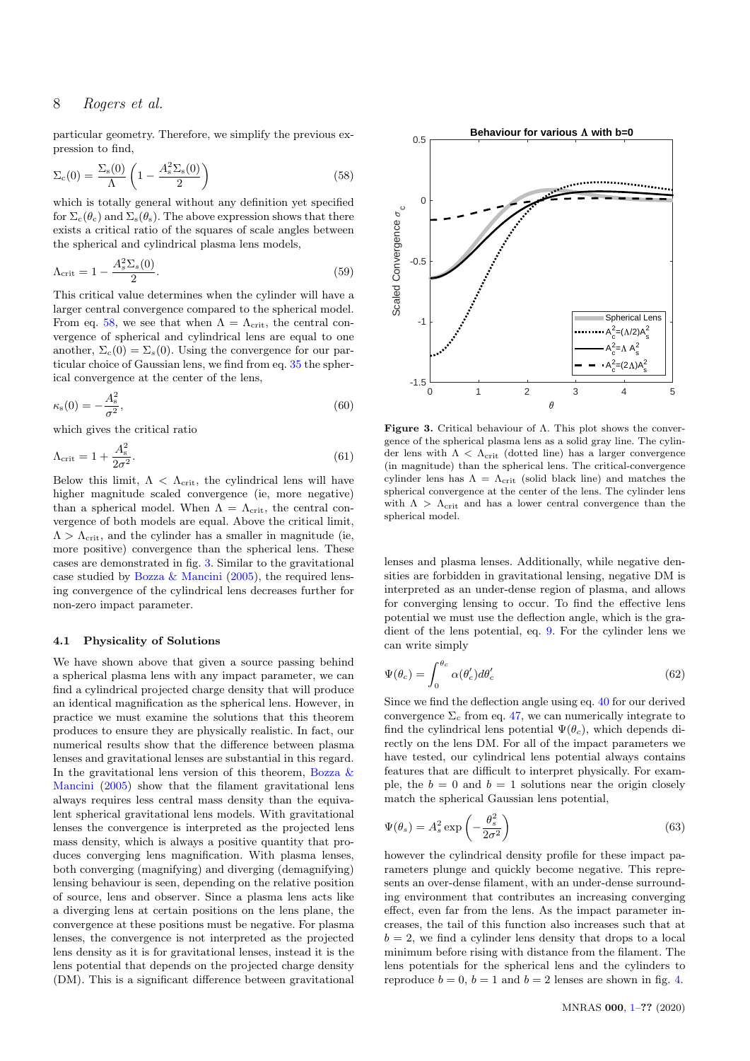particular geometry. Therefore, we simplify the previous expression to find,

$$\Sigma_c(0) = \frac{\Sigma_s(0)}{\Lambda}\left(1 - \frac{A_s^2 \Sigma_s(0)}{2}\right) \tag{58}$$

which is totally general without any definition yet specified for $\Sigma_c(\theta_c)$ and $\Sigma_s(\theta_s)$. The above expression shows that there exists a critical ratio of the squares of scale angles between the spherical and cylindrical plasma lens models,

$$\Lambda_{\rm crit} = 1 - \frac{A_s^2 \Sigma_s(0)}{2}. \tag{59}$$

This critical value determines when the cylinder will have a larger central convergence compared to the spherical model. From eq. 58, we see that when $\Lambda = \Lambda_{\rm crit}$, the central convergence of spherical and cylindrical lens are equal to one another, $\Sigma_c(0) = \Sigma_s(0)$. Using the convergence for our particular choice of Gaussian lens, we find from eq. 35 the spherical convergence at the center of the lens,

$$\kappa_s(0) = -\frac{A_s^2}{\sigma^2}, \tag{60}$$

which gives the critical ratio

$$\Lambda_{\rm crit} = 1 + \frac{A_s^2}{2\sigma^2}. \tag{61}$$

Below this limit, $\Lambda < \Lambda_{\rm crit}$, the cylindrical lens will have higher magnitude scaled convergence (ie, more negative) than a spherical model. When $\Lambda = \Lambda_{\rm crit}$, the central convergence of both models are equal. Above the critical limit, $\Lambda > \Lambda_{\rm crit}$, and the cylinder has a smaller in magnitude (ie, more positive) convergence than the spherical lens. These cases are demonstrated in fig. 3. Similar to the gravitational case studied by Bozza & Mancini (2005), the required lensing convergence of the cylindrical lens decreases further for non-zero impact parameter.

### 4.1 Physicality of Solutions

We have shown above that given a source passing behind a spherical plasma lens with any impact parameter, we can find a cylindrical projected charge density that will produce an identical magnification as the spherical lens. However, in practice we must examine the solutions that this theorem produces to ensure they are physically realistic. In fact, our numerical results show that the difference between plasma lenses and gravitational lenses are substantial in this regard. In the gravitational lens version of this theorem, Bozza & Mancini (2005) show that the filament gravitational lens always requires less central mass density than the equivalent spherical gravitational lens models. With gravitational lenses the convergence is interpreted as the projected lens mass density, which is always a positive quantity that produces converging lens magnification. With plasma lenses, both converging (magnifying) and diverging (demagnifying) lensing behaviour is seen, depending on the relative position of source, lens and observer. Since a plasma lens acts like a diverging lens at certain positions on the lens plane, the convergence at these positions must be negative. For plasma lenses, the convergence is not interpreted as the projected lens density as it is for gravitational lenses, instead it is the lens potential that depends on the projected charge density (DM). This is a significant difference between gravitational

**Figure 3.** Critical behaviour of Λ. This plot shows the convergence of the spherical plasma lens as a solid gray line. The cylinder lens with $\Lambda < \Lambda_{\rm crit}$ (dotted line) has a larger convergence (in magnitude) than the spherical lens. The critical-convergence cylinder lens has $\Lambda = \Lambda_{\rm crit}$ (solid black line) and matches the spherical convergence at the center of the lens. The cylinder lens with $\Lambda > \Lambda_{\rm crit}$ and has a lower central convergence than the spherical model.

lenses and plasma lenses. Additionally, while negative densities are forbidden in gravitational lensing, negative DM is interpreted as an under-dense region of plasma, and allows for converging lensing to occur. To find the effective lens potential we must use the deflection angle, which is the gradient of the lens potential, eq. 9. For the cylinder lens we can write simply

$$\Psi(\theta_c) = \int_0^{\theta_c} \alpha(\theta_c') d\theta_c' \tag{62}$$

Since we find the deflection angle using eq. 40 for our derived convergence $\Sigma_c$ from eq. 47, we can numerically integrate to find the cylindrical lens potential $\Psi(\theta_c)$, which depends directly on the lens DM. For all of the impact parameters we have tested, our cylindrical lens potential always contains features that are difficult to interpret physically. For example, the $b = 0$ and $b = 1$ solutions near the origin closely match the spherical Gaussian lens potential,

$$\Psi(\theta_s) = A_s^2 \exp\left(-\frac{\theta_s^2}{2\sigma^2}\right) \tag{63}$$

however the cylindrical density profile for these impact parameters plunge and quickly become negative. This represents an over-dense filament, with an under-dense surrounding environment that contributes an increasing converging effect, even far from the lens. As the impact parameter increases, the tail of this function also increases such that at $b = 2$, we find a cylinder lens density that drops to a local minimum before rising with distance from the filament. The lens potentials for the spherical lens and the cylinders to reproduce $b = 0$, $b = 1$ and $b = 2$ lenses are shown in fig. 4.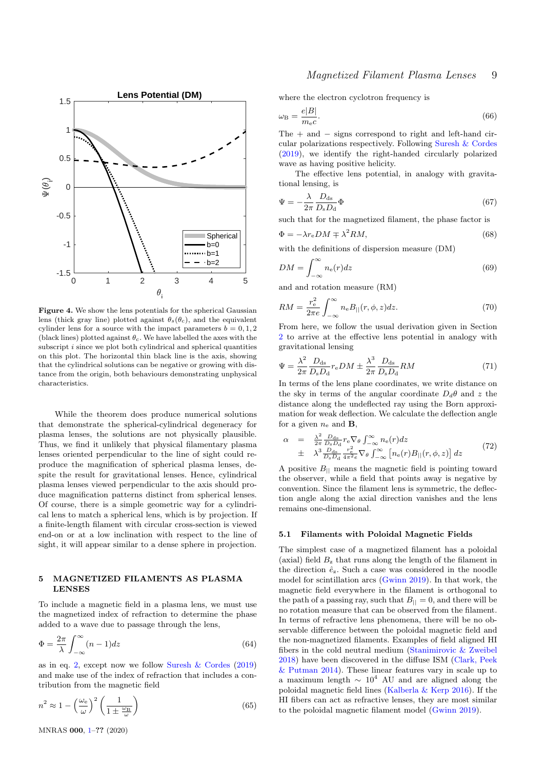**Figure 4.** We show the lens potentials for the spherical Gaussian lens (thick gray line) plotted against $\theta_s(\theta_c)$, and the equivalent cylinder lens for a source with the impact parameters $b = 0, 1, 2$ (black lines) plotted against $\theta_c$. We have labelled the axes with the subscript $i$ since we plot both cylindrical and spherical quantities on this plot. The horizontal thin black line is the axis, showing that the cylindrical solutions can be negative or growing with distance from the origin, both behaviours demonstrating unphysical characteristics.

While the theorem does produce numerical solutions that demonstrate the spherical-cylindrical degeneracy for plasma lenses, the solutions are not physically plausible. Thus, we find it unlikely that physical filamentary plasma lenses oriented perpendicular to the line of sight could reproduce the magnification of spherical plasma lenses, despite the result for gravitational lenses. Hence, cylindrical plasma lenses viewed perpendicular to the axis should produce magnification patterns distinct from spherical lenses. Of course, there is a simple geometric way for a cylindrical lens to match a spherical lens, which is by projection. If a finite-length filament with circular cross-section is viewed end-on or at a low inclination with respect to the line of sight, it will appear similar to a dense sphere in projection.

## 5 MAGNETIZED FILAMENTS AS PLASMA LENSES

To include a magnetic field in a plasma lens, we must use the magnetized index of refraction to determine the phase added to a wave due to passage through the lens,

$$\Phi = \frac{2\pi}{\lambda} \int_{-\infty}^{\infty} (n-1) dz \tag{64}$$

as in eq. 2, except now we follow Suresh & Cordes (2019) and make use of the index of refraction that includes a contribution from the magnetic field

$$n^2 \approx 1 - \left(\frac{\omega_e}{\omega}\right)^2 \left(\frac{1}{1 \pm \frac{\omega_B}{\omega}}\right) \tag{65}$$

where the electron cyclotron frequency is

$$\omega_B = \frac{e|B|}{m_e c}. \tag{66}$$

The $+$ and $-$ signs correspond to right and left-hand circular polarizations respectively. Following Suresh & Cordes (2019), we identify the right-handed circularly polarized wave as having positive helicity.

The effective lens potential, in analogy with gravitational lensing, is

$$\Psi = -\frac{\lambda}{2\pi} \frac{D_{ds}}{D_s D_d} \Phi \tag{67}$$

such that for the magnetized filament, the phase factor is

$$\Phi = -\lambda r_e DM \mp \lambda^2 RM, \tag{68}$$

with the definitions of dispersion measure (DM)

$$DM = \int_{-\infty}^{\infty} n_e(r) dz \tag{69}$$

and and rotation measure (RM)

$$RM = \frac{r_e^2}{2\pi e} \int_{-\infty}^{\infty} n_e B_{||}(r, \phi, z) dz. \tag{70}$$

From here, we follow the usual derivation given in Section 2 to arrive at the effective lens potential in analogy with gravitational lensing

$$\Psi = \frac{\lambda^2}{2\pi} \frac{D_{ds}}{D_s D_d} r_e DM \pm \frac{\lambda^3}{2\pi} \frac{D_{ds}}{D_s D_d} RM \tag{71}$$

In terms of the lens plane coordinates, we write distance on the sky in terms of the angular coordinate $D_d \theta$ and $z$ the distance along the undeflected ray using the Born approximation for weak deflection. We calculate the deflection angle for a given $n_e$ and $\mathbf{B}$,

$$\begin{aligned} \alpha &= \frac{\lambda^2}{2\pi} \frac{D_{ds}}{D_s D_d} r_e \nabla_\theta \int_{-\infty}^{\infty} n_e(r) dz \\ &\pm \lambda^3 \frac{D_{ds}}{D_s D_d} \frac{r_e^2}{4\pi^2 e} \nabla_\theta \int_{-\infty}^{\infty} \left[ n_e(r) B_{||}(r, \phi, z) \right] dz \end{aligned} \tag{72}$$

A positive $B_{||}$ means the magnetic field is pointing toward the observer, while a field that points away is negative by convention. Since the filament lens is symmetric, the deflection angle along the axial direction vanishes and the lens remains one-dimensional.

### 5.1 Filaments with Poloidal Magnetic Fields

The simplest case of a magnetized filament has a poloidal (axial) field $B_z$ that runs along the length of the filament in the direction $\hat{e}_z$. Such a case was considered in the noodle model for scintillation arcs (Gwinn 2019). In that work, the magnetic field everywhere in the filament is orthogonal to the path of a passing ray, such that $B_{||} = 0$, and there will be no rotation measure that can be observed from the filament. In terms of refractive lens phenomena, there will be no observable difference between the poloidal magnetic field and the non-magnetized filaments. Examples of field aligned HI fibers in the cold neutral medium (Stanimirovic & Zweibel 2018) have been discovered in the diffuse ISM (Clark, Peek & Putman 2014). These linear features vary in scale up to a maximum length $\sim 10^4$ AU and are aligned along the poloidal magnetic field lines (Kalberla & Kerp 2016). If the HI fibers can act as refractive lenses, they are most similar to the poloidal magnetic filament model (Gwinn 2019).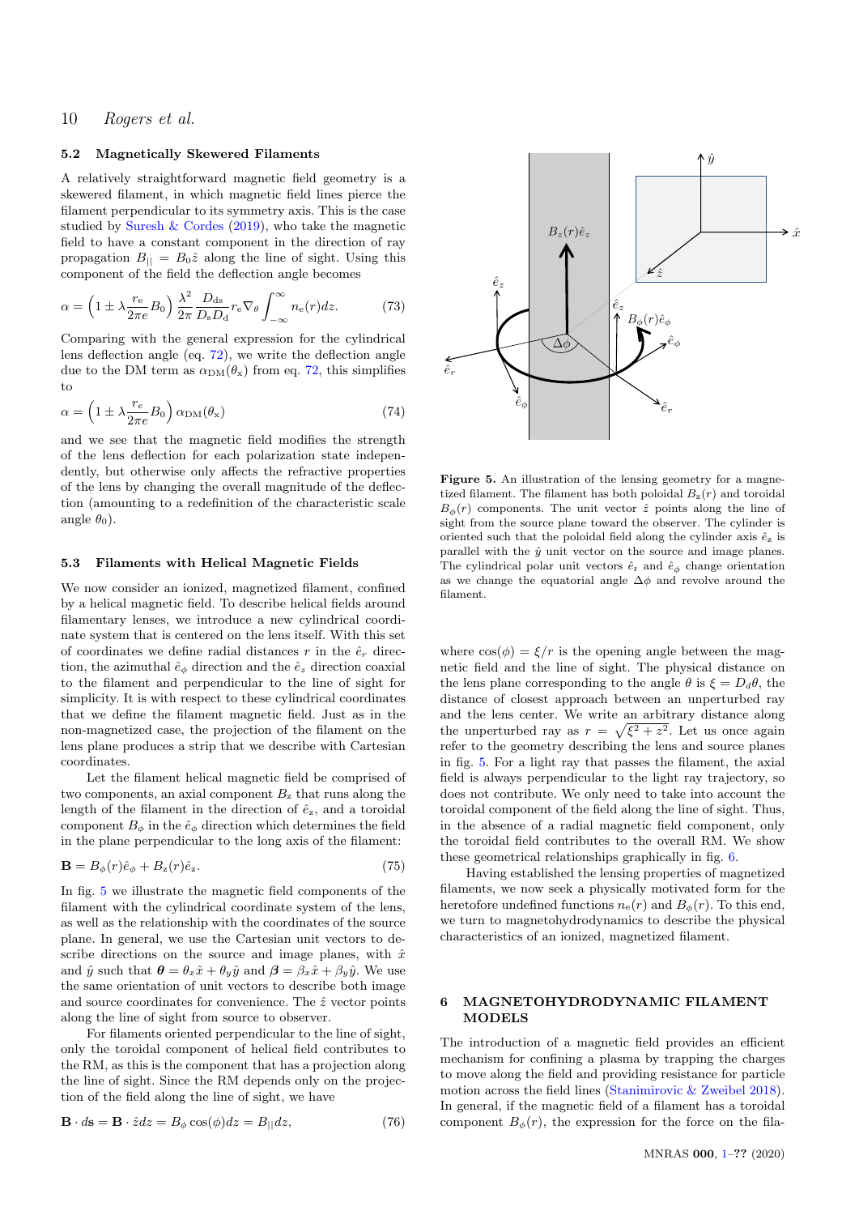### 5.2 Magnetically Skewered Filaments

A relatively straightforward magnetic field geometry is a skewered filament, in which magnetic field lines pierce the filament perpendicular to its symmetry axis. This is the case studied by Suresh & Cordes (2019), who take the magnetic field to have a constant component in the direction of ray propagation $B_{||} = B_0\hat{z}$ along the line of sight. Using this component of the field the deflection angle becomes

$$\alpha = \left(1 \pm \lambda \frac{r_{\rm e}}{2\pi e} B_0\right) \frac{\lambda^2}{2\pi} \frac{D_{\rm ds}}{D_{\rm s} D_{\rm d}} r_{\rm e} \nabla_\theta \int_{-\infty}^{\infty} n_{\rm e}(r) dz. \tag{73}$$

Comparing with the general expression for the cylindrical lens deflection angle (eq. 72), we write the deflection angle due to the DM term as $\alpha_{\rm DM}(\theta_{\rm x})$ from eq. 72, this simplifies to

$$\alpha = \left(1 \pm \lambda \frac{r_e}{2\pi e} B_0\right) \alpha_{\rm DM}(\theta_{\rm x}) \tag{74}$$

and we see that the magnetic field modifies the strength of the lens deflection for each polarization state independently, but otherwise only affects the refractive properties of the lens by changing the overall magnitude of the deflection (amounting to a redefinition of the characteristic scale angle $\theta_0$).

### 5.3 Filaments with Helical Magnetic Fields

We now consider an ionized, magnetized filament, confined by a helical magnetic field. To describe helical fields around filamentary lenses, we introduce a new cylindrical coordinate system that is centered on the lens itself. With this set of coordinates we define radial distances $r$ in the $\hat{e}_r$ direction, the azimuthal $\hat{e}_\phi$ direction and the $\hat{e}_z$ direction coaxial to the filament and perpendicular to the line of sight for simplicity. It is with respect to these cylindrical coordinates that we define the filament magnetic field. Just as in the non-magnetized case, the projection of the filament on the lens plane produces a strip that we describe with Cartesian coordinates.

Let the filament helical magnetic field be comprised of two components, an axial component $B_{\rm z}$ that runs along the length of the filament in the direction of $\hat{e}_{\rm z}$, and a toroidal component $B_\phi$ in the $\hat{e}_\phi$ direction which determines the field in the plane perpendicular to the long axis of the filament:

$$\mathbf{B} = B_\phi(r)\hat{e}_\phi + B_{\rm z}(r)\hat{e}_{\rm z}. \tag{75}$$

In fig. 5 we illustrate the magnetic field components of the filament with the cylindrical coordinate system of the lens, as well as the relationship with the coordinates of the source plane. In general, we use the Cartesian unit vectors to describe directions on the source and image planes, with $\hat{x}$ and $\hat{y}$ such that $\boldsymbol{\theta} = \theta_x\hat{x} + \theta_y\hat{y}$ and $\boldsymbol{\beta} = \beta_x\hat{x} + \beta_y\hat{y}$. We use the same orientation of unit vectors to describe both image and source coordinates for convenience. The $\hat{z}$ vector points along the line of sight from source to observer.

For filaments oriented perpendicular to the line of sight, only the toroidal component of helical fields contributes to the RM, as this is the component that has a projection along the line of sight. Since the RM depends only on the projection of the field along the line of sight, we have

$$\mathbf{B} \cdot d\mathbf{s} = \mathbf{B} \cdot \hat{z} dz = B_\phi \cos(\phi) dz = B_{||} dz, \tag{76}$$

**Figure 5.** An illustration of the lensing geometry for a magnetized filament. The filament has both poloidal $B_z(r)$ and toroidal $B_\phi(r)$ components. The unit vector $\hat{z}$ points along the line of sight from the source plane toward the observer. The cylinder is oriented such that the poloidal field along the cylinder axis $\hat{e}_{\rm z}$ is parallel with the $\hat{y}$ unit vector on the source and image planes. The cylindrical polar unit vectors $\hat{e}_{\rm r}$ and $\hat{e}_\phi$ change orientation as we change the equatorial angle $\Delta\phi$ and revolve around the filament.

where $\cos(\phi) = \xi/r$ is the opening angle between the magnetic field and the line of sight. The physical distance on the lens plane corresponding to the angle $\theta$ is $\xi = D_d\theta$, the distance of closest approach between an unperturbed ray and the lens center. We write an arbitrary distance along the unperturbed ray as $r = \sqrt{\xi^2 + z^2}$. Let us once again refer to the geometry describing the lens and source planes in fig. 5. For a light ray that passes the filament, the axial field is always perpendicular to the light ray trajectory, so does not contribute. We only need to take into account the toroidal component of the field along the line of sight. Thus, in the absence of a radial magnetic field component, only the toroidal field contributes to the overall RM. We show these geometrical relationships graphically in fig. 6.

Having established the lensing properties of magnetized filaments, we now seek a physically motivated form for the heretofore undefined functions $n_{\rm e}(r)$ and $B_\phi(r)$. To this end, we turn to magnetohydrodynamics to describe the physical characteristics of an ionized, magnetized filament.

## 6 MAGNETOHYDRODYNAMIC FILAMENT MODELS

The introduction of a magnetic field provides an efficient mechanism for confining a plasma by trapping the charges to move along the field and providing resistance for particle motion across the field lines (Stanimirovic & Zweibel 2018). In general, if the magnetic field of a filament has a toroidal component $B_\phi(r)$, the expression for the force on the fila-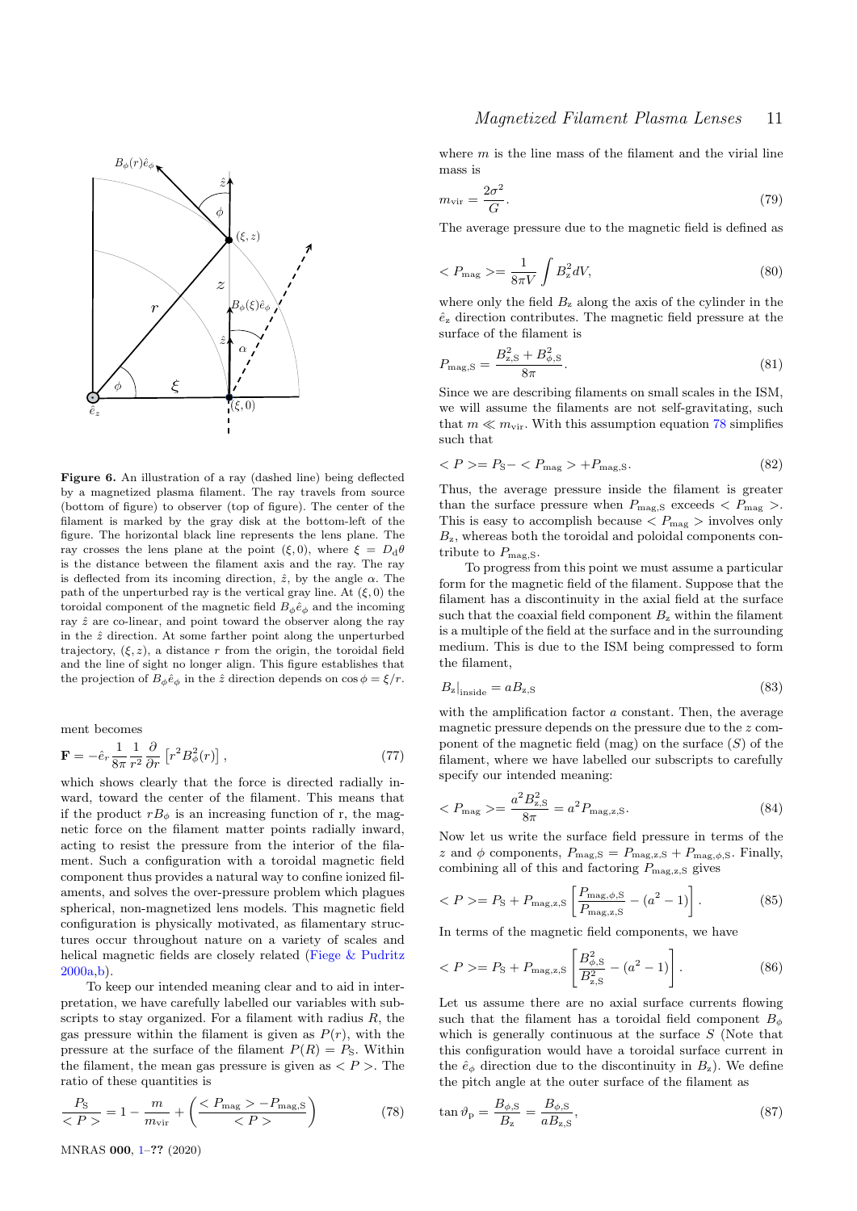**Figure 6.** An illustration of a ray (dashed line) being deflected by a magnetized plasma filament. The ray travels from source (bottom of figure) to observer (top of figure). The center of the filament is marked by the gray disk at the bottom-left of the figure. The horizontal black line represents the lens plane. The ray crosses the lens plane at the point $(\xi, 0)$, where $\xi = D_{\rm d}\theta$ is the distance between the filament axis and the ray. The ray is deflected from its incoming direction, $\hat{z}$, by the angle $\alpha$. The path of the unperturbed ray is the vertical gray line. At $(\xi, 0)$ the toroidal component of the magnetic field $B_\phi \hat{e}_\phi$ and the incoming ray $\hat{z}$ are co-linear, and point toward the observer along the ray in the $\hat{z}$ direction. At some farther point along the unperturbed trajectory, $(\xi, z)$, a distance $r$ from the origin, the toroidal field and the line of sight no longer align. This figure establishes that the projection of $B_\phi \hat{e}_\phi$ in the $\hat{z}$ direction depends on $\cos\phi = \xi/r$.

ment becomes

$$\mathbf{F} = -\hat{e}_r \frac{1}{8\pi} \frac{1}{r^2} \frac{\partial}{\partial r} \left[ r^2 B_\phi^2(r) \right], \tag{77}$$

which shows clearly that the force is directed radially inward, toward the center of the filament. This means that if the product $rB_\phi$ is an increasing function of r, the magnetic force on the filament matter points radially inward, acting to resist the pressure from the interior of the filament. Such a configuration with a toroidal magnetic field component thus provides a natural way to confine ionized filaments, and solves the over-pressure problem which plagues spherical, non-magnetized lens models. This magnetic field configuration is physically motivated, as filamentary structures occur throughout nature on a variety of scales and helical magnetic fields are closely related (Fiege & Pudritz 2000a,b).

To keep our intended meaning clear and to aid in interpretation, we have carefully labelled our variables with subscripts to stay organized. For a filament with radius $R$, the gas pressure within the filament is given as $P(r)$, with the pressure at the surface of the filament $P(R) = P_{\rm S}$. Within the filament, the mean gas pressure is given as $< P >$. The ratio of these quantities is

$$\frac{P_{\rm S}}{< P >} = 1 - \frac{m}{m_{\rm vir}} + \left( \frac{< P_{\rm mag} > - P_{\rm mag,S}}{< P >} \right) \tag{78}$$

where $m$ is the line mass of the filament and the virial line mass is

$$m_{\rm vir} = \frac{2\sigma^2}{G}. \tag{79}$$

The average pressure due to the magnetic field is defined as

$$< P_{\rm mag} > = \frac{1}{8\pi V} \int B_{\rm z}^2 dV, \tag{80}$$

where only the field $B_{\rm z}$ along the axis of the cylinder in the $\hat{e}_{\rm z}$ direction contributes. The magnetic field pressure at the surface of the filament is

$$P_{\rm mag,S} = \frac{B_{\rm z,S}^2 + B_{\phi,{\rm S}}^2}{8\pi}. \tag{81}$$

Since we are describing filaments on small scales in the ISM, we will assume the filaments are not self-gravitating, such that $m \ll m_{\rm vir}$. With this assumption equation 78 simplifies such that

$$< P > = P_{\rm S} - < P_{\rm mag} > + P_{\rm mag,S}. \tag{82}$$

Thus, the average pressure inside the filament is greater than the surface pressure when $P_{\rm mag,S}$ exceeds $< P_{\rm mag} >$. This is easy to accomplish because $< P_{\rm mag} >$ involves only $B_{\rm z}$, whereas both the toroidal and poloidal components contribute to $P_{\rm mag,S}$.

To progress from this point we must assume a particular form for the magnetic field of the filament. Suppose that the filament has a discontinuity in the axial field at the surface such that the coaxial field component $B_{\rm z}$ within the filament is a multiple of the field at the surface and in the surrounding medium. This is due to the ISM being compressed to form the filament,

$$B_{\rm z}|_{\rm inside} = a B_{\rm z,S} \tag{83}$$

with the amplification factor $a$ constant. Then, the average magnetic pressure depends on the pressure due to the $z$ component of the magnetic field (mag) on the surface ($S$) of the filament, where we have labelled our subscripts to carefully specify our intended meaning:

$$< P_{\rm mag} > = \frac{a^2 B_{\rm z,S}^2}{8\pi} = a^2 P_{\rm mag,z,S}. \tag{84}$$

Now let us write the surface field pressure in terms of the $z$ and $\phi$ components, $P_{\rm mag,S} = P_{\rm mag,z,S} + P_{\rm mag,\phi,S}$. Finally, combining all of this and factoring $P_{\rm mag,z,S}$ gives

$$< P > = P_{\rm S} + P_{\rm mag,z,S} \left[ \frac{P_{\rm mag,\phi,S}}{P_{\rm mag,z,S}} - (a^2 - 1) \right]. \tag{85}$$

In terms of the magnetic field components, we have

$$< P > = P_{\rm S} + P_{\rm mag,z,S} \left[ \frac{B_{\phi,{\rm S}}^2}{B_{\rm z,S}^2} - (a^2 - 1) \right]. \tag{86}$$

Let us assume there are no axial surface currents flowing such that the filament has a toroidal field component $B_\phi$ which is generally continuous at the surface $S$ (Note that this configuration would have a toroidal surface current in the $\hat{e}_\phi$ direction due to the discontinuity in $B_{\rm z}$). We define the pitch angle at the outer surface of the filament as

$$\tan \vartheta_{\rm p} = \frac{B_{\phi,{\rm S}}}{B_{\rm z}} = \frac{B_{\phi,{\rm S}}}{a B_{\rm z,S}}, \tag{87}$$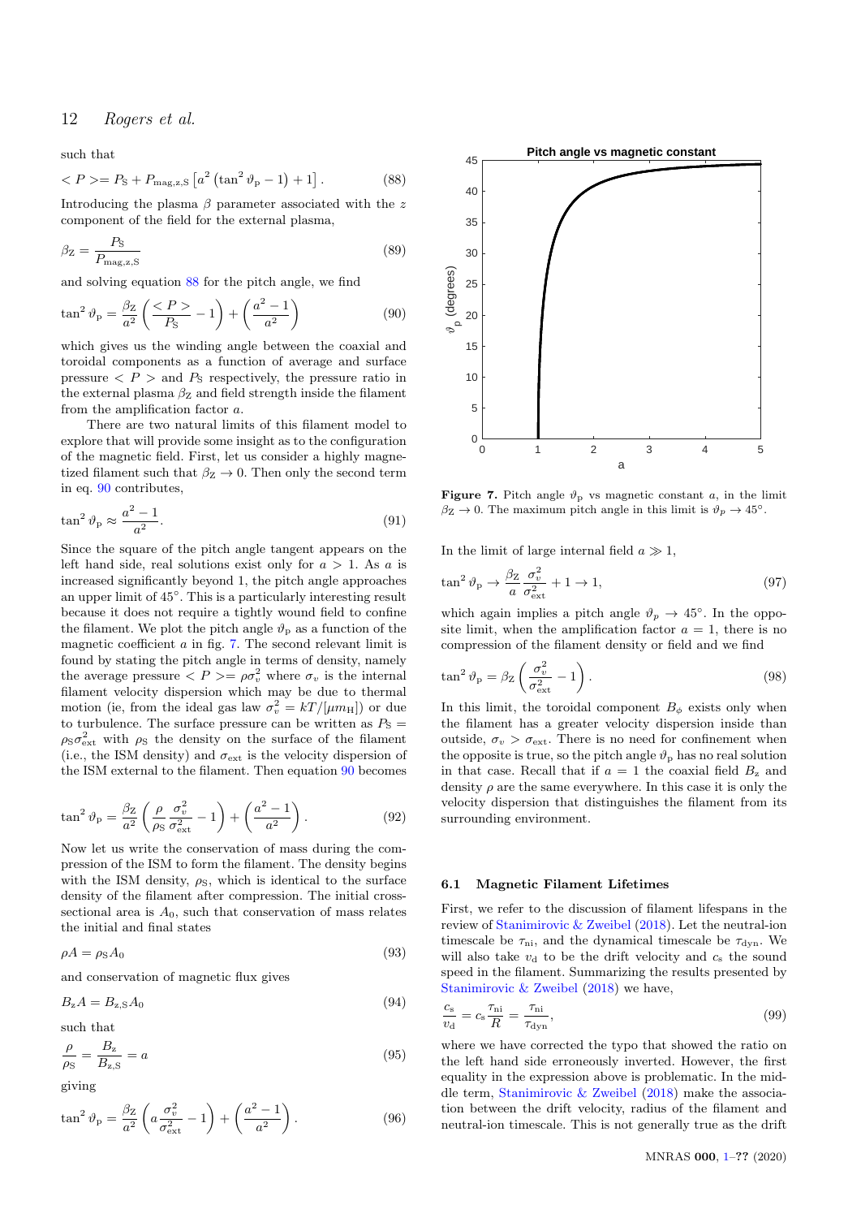such that

$$< P >= P_{\rm S} + P_{\rm mag,z,S}\left[a^2\left(\tan^2\vartheta_{\rm p} - 1\right) + 1\right]. \tag{88}$$

Introducing the plasma $\beta$ parameter associated with the $z$ component of the field for the external plasma,

$$\beta_{\rm Z} = \frac{P_{\rm S}}{P_{\rm mag,z,S}} \tag{89}$$

and solving equation 88 for the pitch angle, we find

$$\tan^2\vartheta_{\rm p} = \frac{\beta_{\rm Z}}{a^2}\left(\frac{< P >}{P_{\rm S}} - 1\right) + \left(\frac{a^2-1}{a^2}\right) \tag{90}$$

which gives us the winding angle between the coaxial and toroidal components as a function of average and surface pressure $< P >$ and $P_{\rm S}$ respectively, the pressure ratio in the external plasma $\beta_{\rm Z}$ and field strength inside the filament from the amplification factor $a$.

There are two natural limits of this filament model to explore that will provide some insight as to the configuration of the magnetic field. First, let us consider a highly magnetized filament such that $\beta_{\rm Z} \to 0$. Then only the second term in eq. 90 contributes,

$$\tan^2\vartheta_{\rm p} \approx \frac{a^2-1}{a^2}. \tag{91}$$

Since the square of the pitch angle tangent appears on the left hand side, real solutions exist only for $a > 1$. As $a$ is increased significantly beyond 1, the pitch angle approaches an upper limit of 45°. This is a particularly interesting result because it does not require a tightly wound field to confine the filament. We plot the pitch angle $\vartheta_{\rm p}$ as a function of the magnetic coefficient $a$ in fig. 7. The second relevant limit is found by stating the pitch angle in terms of density, namely the average pressure $< P >= \rho\sigma_v^2$ where $\sigma_v$ is the internal filament velocity dispersion which may be due to thermal motion (ie, from the ideal gas law $\sigma_v^2 = kT/[\mu m_{\rm H}]$) or due to turbulence. The surface pressure can be written as $P_{\rm S} = \rho_{\rm S}\sigma_{\rm ext}^2$ with $\rho_{\rm S}$ the density on the surface of the filament (i.e., the ISM density) and $\sigma_{\rm ext}$ is the velocity dispersion of the ISM external to the filament. Then equation 90 becomes

$$\tan^2\vartheta_{\rm p} = \frac{\beta_{\rm Z}}{a^2}\left(\frac{\rho}{\rho_{\rm S}}\frac{\sigma_v^2}{\sigma_{\rm ext}^2} - 1\right) + \left(\frac{a^2-1}{a^2}\right). \tag{92}$$

Now let us write the conservation of mass during the compression of the ISM to form the filament. The density begins with the ISM density, $\rho_{\rm S}$, which is identical to the surface density of the filament after compression. The initial cross-sectional area is $A_0$, such that conservation of mass relates the initial and final states

$$\rho A = \rho_{\rm S} A_0 \tag{93}$$

and conservation of magnetic flux gives

$$B_{\rm z} A = B_{\rm z,S} A_0 \tag{94}$$

such that

$$\frac{\rho}{\rho_{\rm S}} = \frac{B_{\rm z}}{B_{\rm z,S}} = a \tag{95}$$

giving

$$\tan^2\vartheta_{\rm p} = \frac{\beta_{\rm Z}}{a^2}\left(a\frac{\sigma_v^2}{\sigma_{\rm ext}^2} - 1\right) + \left(\frac{a^2-1}{a^2}\right). \tag{96}$$

**Figure 7.** Pitch angle $\vartheta_{\rm p}$ vs magnetic constant $a$, in the limit $\beta_{\rm Z} \to 0$. The maximum pitch angle in this limit is $\vartheta_p \to 45°$.

In the limit of large internal field $a \gg 1$,

$$\tan^2\vartheta_{\rm p} \to \frac{\beta_{\rm Z}}{a}\frac{\sigma_v^2}{\sigma_{\rm ext}^2} + 1 \to 1, \tag{97}$$

which again implies a pitch angle $\vartheta_p \to 45°$. In the opposite limit, when the amplification factor $a = 1$, there is no compression of the filament density or field and we find

$$\tan^2\vartheta_{\rm p} = \beta_{\rm Z}\left(\frac{\sigma_v^2}{\sigma_{\rm ext}^2} - 1\right). \tag{98}$$

In this limit, the toroidal component $B_\phi$ exists only when the filament has a greater velocity dispersion inside than outside, $\sigma_v > \sigma_{\rm ext}$. There is no need for confinement when the opposite is true, so the pitch angle $\vartheta_{\rm p}$ has no real solution in that case. Recall that if $a = 1$ the coaxial field $B_{\rm z}$ and density $\rho$ are the same everywhere. In this case it is only the velocity dispersion that distinguishes the filament from its surrounding environment.

### 6.1 Magnetic Filament Lifetimes

First, we refer to the discussion of filament lifespans in the review of Stanimirovic & Zweibel (2018). Let the neutral-ion timescale be $\tau_{\rm ni}$, and the dynamical timescale be $\tau_{\rm dyn}$. We will also take $v_{\rm d}$ to be the drift velocity and $c_{\rm s}$ the sound speed in the filament. Summarizing the results presented by Stanimirovic & Zweibel (2018) we have,

$$\frac{c_{\rm s}}{v_{\rm d}} = c_{\rm s}\frac{\tau_{\rm ni}}{R} = \frac{\tau_{\rm ni}}{\tau_{\rm dyn}}, \tag{99}$$

where we have corrected the typo that showed the ratio on the left hand side erroneously inverted. However, the first equality in the expression above is problematic. In the middle term, Stanimirovic & Zweibel (2018) make the association between the drift velocity, radius of the filament and neutral-ion timescale. This is not generally true as the drift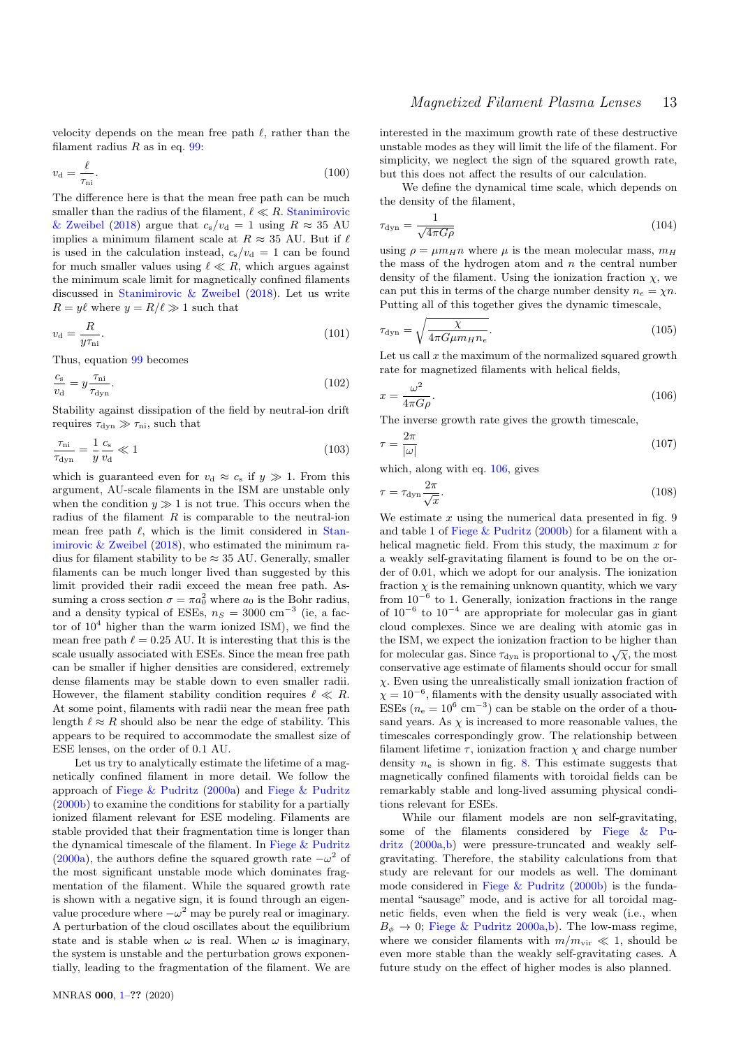velocity depends on the mean free path $\ell$, rather than the filament radius $R$ as in eq. 99:

$$v_{\rm d} = \frac{\ell}{\tau_{\rm ni}}. \tag{100}$$

The difference here is that the mean free path can be much smaller than the radius of the filament, $\ell \ll R$. Stanimirovic & Zweibel (2018) argue that $c_{\rm s}/v_{\rm d} = 1$ using $R \approx 35$ AU implies a minimum filament scale at $R \approx 35$ AU. But if $\ell$ is used in the calculation instead, $c_{\rm s}/v_{\rm d} = 1$ can be found for much smaller values using $\ell \ll R$, which argues against the minimum scale limit for magnetically confined filaments discussed in Stanimirovic & Zweibel (2018). Let us write $R = y\ell$ where $y = R/\ell \gg 1$ such that

$$v_{\rm d} = \frac{R}{y\tau_{\rm ni}}. \tag{101}$$

Thus, equation 99 becomes

$$\frac{c_{\rm s}}{v_{\rm d}} = y\frac{\tau_{\rm ni}}{\tau_{\rm dyn}}. \tag{102}$$

Stability against dissipation of the field by neutral-ion drift requires $\tau_{\rm dyn} \gg \tau_{\rm ni}$, such that

$$\frac{\tau_{\rm ni}}{\tau_{\rm dyn}} = \frac{1}{y}\frac{c_{\rm s}}{v_{\rm d}} \ll 1 \tag{103}$$

which is guaranteed even for $v_{\rm d} \approx c_{\rm s}$ if $y \gg 1$. From this argument, AU-scale filaments in the ISM are unstable only when the condition $y \gg 1$ is not true. This occurs when the radius of the filament $R$ is comparable to the neutral-ion mean free path $\ell$, which is the limit considered in Stanimirovic & Zweibel (2018), who estimated the minimum radius for filament stability to be $\approx 35$ AU. Generally, smaller filaments can be much longer lived than suggested by this limit provided their radii exceed the mean free path. Assuming a cross section $\sigma = \pi a_0^2$ where $a_0$ is the Bohr radius, and a density typical of ESEs, $n_S = 3000$ cm$^{-3}$ (ie, a factor of $10^4$ higher than the warm ionized ISM), we find the mean free path $\ell = 0.25$ AU. It is interesting that this is the scale usually associated with ESEs. Since the mean free path can be smaller if higher densities are considered, extremely dense filaments may be stable down to even smaller radii. However, the filament stability condition requires $\ell \ll R$. At some point, filaments with radii near the mean free path length $\ell \approx R$ should also be near the edge of stability. This appears to be required to accommodate the smallest size of ESE lenses, on the order of 0.1 AU.

Let us try to analytically estimate the lifetime of a magnetically confined filament in more detail. We follow the approach of Fiege & Pudritz (2000a) and Fiege & Pudritz (2000b) to examine the conditions for stability for a partially ionized filament relevant for ESE modeling. Filaments are stable provided that their fragmentation time is longer than the dynamical timescale of the filament. In Fiege & Pudritz (2000a), the authors define the squared growth rate $-\omega^2$ of the most significant unstable mode which dominates fragmentation of the filament. While the squared growth rate is shown with a negative sign, it is found through an eigenvalue procedure where $-\omega^2$ may be purely real or imaginary. A perturbation of the cloud oscillates about the equilibrium state and is stable when $\omega$ is real. When $\omega$ is imaginary, the system is unstable and the perturbation grows exponentially, leading to the fragmentation of the filament. We are interested in the maximum growth rate of these destructive unstable modes as they will limit the life of the filament. For simplicity, we neglect the sign of the squared growth rate, but this does not affect the results of our calculation.

We define the dynamical time scale, which depends on the density of the filament,

$$\tau_{\rm dyn} = \frac{1}{\sqrt{4\pi G\rho}} \tag{104}$$

using $\rho = \mu m_H n$ where $\mu$ is the mean molecular mass, $m_H$ the mass of the hydrogen atom and $n$ the central number density of the filament. Using the ionization fraction $\chi$, we can put this in terms of the charge number density $n_e = \chi n$. Putting all of this together gives the dynamic timescale,

$$\tau_{\rm dyn} = \sqrt{\frac{\chi}{4\pi G\mu m_H n_e}}. \tag{105}$$

Let us call $x$ the maximum of the normalized squared growth rate for magnetized filaments with helical fields,

$$x = \frac{\omega^2}{4\pi G\rho}. \tag{106}$$

The inverse growth rate gives the growth timescale,

$$\tau = \frac{2\pi}{|\omega|} \tag{107}$$

which, along with eq. 106, gives

$$\tau = \tau_{\rm dyn}\frac{2\pi}{\sqrt{x}}. \tag{108}$$

We estimate $x$ using the numerical data presented in fig. 9 and table 1 of Fiege & Pudritz (2000b) for a filament with a helical magnetic field. From this study, the maximum $x$ for a weakly self-gravitating filament is found to be on the order of 0.01, which we adopt for our analysis. The ionization fraction $\chi$ is the remaining unknown quantity, which we vary from $10^{-6}$ to 1. Generally, ionization fractions in the range of $10^{-6}$ to $10^{-4}$ are appropriate for molecular gas in giant cloud complexes. Since we are dealing with atomic gas in the ISM, we expect the ionization fraction to be higher than for molecular gas. Since $\tau_{\rm dyn}$ is proportional to $\sqrt{\chi}$, the most conservative age estimate of filaments should occur for small $\chi$. Even using the unrealistically small ionization fraction of $\chi = 10^{-6}$, filaments with the density usually associated with ESEs ($n_{\rm e} = 10^6$ cm$^{-3}$) can be stable on the order of a thousand years. As $\chi$ is increased to more reasonable values, the timescales correspondingly grow. The relationship between filament lifetime $\tau$, ionization fraction $\chi$ and charge number density $n_{\rm e}$ is shown in fig. 8. This estimate suggests that magnetically confined filaments with toroidal fields can be remarkably stable and long-lived assuming physical conditions relevant for ESEs.

While our filament models are non self-gravitating, some of the filaments considered by Fiege & Pudritz (2000a,b) were pressure-truncated and weakly self-gravitating. Therefore, the stability calculations from that study are relevant for our models as well. The dominant mode considered in Fiege & Pudritz (2000b) is the fundamental "sausage" mode, and is active for all toroidal magnetic fields, even when the field is very weak (i.e., when $B_\phi \to 0$; Fiege & Pudritz 2000a,b). The low-mass regime, where we consider filaments with $m/m_{\rm vir} \ll 1$, should be even more stable than the weakly self-gravitating cases. A future study on the effect of higher modes is also planned.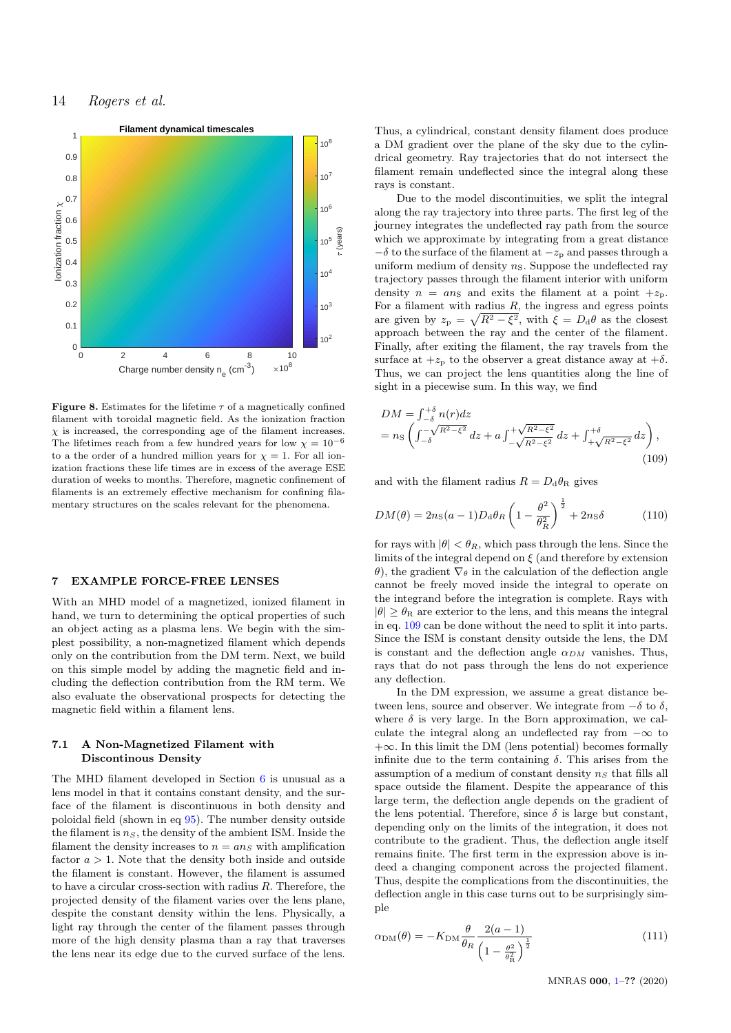**Figure 8.** Estimates for the lifetime $\tau$ of a magnetically confined filament with toroidal magnetic field. As the ionization fraction $\chi$ is increased, the corresponding age of the filament increases. The lifetimes reach from a few hundred years for low $\chi = 10^{-6}$ to a the order of a hundred million years for $\chi = 1$. For all ionization fractions these life times are in excess of the average ESE duration of weeks to months. Therefore, magnetic confinement of filaments is an extremely effective mechanism for confining filamentary structures on the scales relevant for the phenomena.

## 7 EXAMPLE FORCE-FREE LENSES

With an MHD model of a magnetized, ionized filament in hand, we turn to determining the optical properties of such an object acting as a plasma lens. We begin with the simplest possibility, a non-magnetized filament which depends only on the contribution from the DM term. Next, we build on this simple model by adding the magnetic field and including the deflection contribution from the RM term. We also evaluate the observational prospects for detecting the magnetic field within a filament lens.

### 7.1 A Non-Magnetized Filament with Discontinous Density

The MHD filament developed in Section 6 is unusual as a lens model in that it contains constant density, and the surface of the filament is discontinuous in both density and poloidal field (shown in eq 95). The number density outside the filament is $n_S$, the density of the ambient ISM. Inside the filament the density increases to $n = an_S$ with amplification factor $a > 1$. Note that the density both inside and outside the filament is constant. However, the filament is assumed to have a circular cross-section with radius $R$. Therefore, the projected density of the filament varies over the lens plane, despite the constant density within the lens. Physically, a light ray through the center of the filament passes through more of the high density plasma than a ray that traverses the lens near its edge due to the curved surface of the lens.

Thus, a cylindrical, constant density filament does produce a DM gradient over the plane of the sky due to the cylindrical geometry. Ray trajectories that do not intersect the filament remain undeflected since the integral along these rays is constant.

Due to the model discontinuities, we split the integral along the ray trajectory into three parts. The first leg of the journey integrates the undeflected ray path from the source which we approximate by integrating from a great distance $-\delta$ to the surface of the filament at $-z_{\rm p}$ and passes through a uniform medium of density $n_{\rm S}$. Suppose the undeflected ray trajectory passes through the filament interior with uniform density $n = an_{\rm S}$ and exits the filament at a point $+z_{\rm p}$. For a filament with radius $R$, the ingress and egress points are given by $z_{\rm p} = \sqrt{R^2 - \xi^2}$, with $\xi = D_{\rm d}\theta$ as the closest approach between the ray and the center of the filament. Finally, after exiting the filament, the ray travels from the surface at $+z_{\rm p}$ to the observer a great distance away at $+\delta$. Thus, we can project the lens quantities along the line of sight in a piecewise sum. In this way, we find

$$
\begin{aligned}
DM &= \int_{-\delta}^{+\delta} n(r)dz \\
&= n_{\rm S}\left(\int_{-\delta}^{-\sqrt{R^2-\xi^2}} dz + a\int_{-\sqrt{R^2-\xi^2}}^{+\sqrt{R^2-\xi^2}} dz + \int_{+\sqrt{R^2-\xi^2}}^{+\delta} dz\right),
\end{aligned}
\tag{109}
$$

and with the filament radius $R = D_{\rm d}\theta_{\rm R}$ gives

$$
DM(\theta) = 2n_{\rm S}(a-1)D_{\rm d}\theta_R\left(1 - \frac{\theta^2}{\theta_R^2}\right)^{\frac{1}{2}} + 2n_{\rm S}\delta \tag{110}
$$

for rays with $|\theta| < \theta_R$, which pass through the lens. Since the limits of the integral depend on $\xi$ (and therefore by extension $\theta$), the gradient $\nabla_\theta$ in the calculation of the deflection angle cannot be freely moved inside the integral to operate on the integrand before the integration is complete. Rays with $|\theta| \geq \theta_{\rm R}$ are exterior to the lens, and this means the integral in eq. 109 can be done without the need to split it into parts. Since the ISM is constant density outside the lens, the DM is constant and the deflection angle $\alpha_{DM}$ vanishes. Thus, rays that do not pass through the lens do not experience any deflection.

In the DM expression, we assume a great distance between lens, source and observer. We integrate from $-\delta$ to $\delta$, where $\delta$ is very large. In the Born approximation, we calculate the integral along an undeflected ray from $-\infty$ to $+\infty$. In this limit the DM (lens potential) becomes formally infinite due to the term containing $\delta$. This arises from the assumption of a medium of constant density $n_S$ that fills all space outside the filament. Despite the appearance of this large term, the deflection angle depends on the gradient of the lens potential. Therefore, since $\delta$ is large but constant, depending only on the limits of the integration, it does not contribute to the gradient. Thus, the deflection angle itself remains finite. The first term in the expression above is indeed a changing component across the projected filament. Thus, despite the complications from the discontinuities, the deflection angle in this case turns out to be surprisingly simple

$$
\alpha_{\rm DM}(\theta) = -K_{\rm DM}\frac{\theta}{\theta_R}\frac{2(a-1)}{\left(1 - \frac{\theta^2}{\theta_{\rm R}^2}\right)^{\frac{1}{2}}} \tag{111}
$$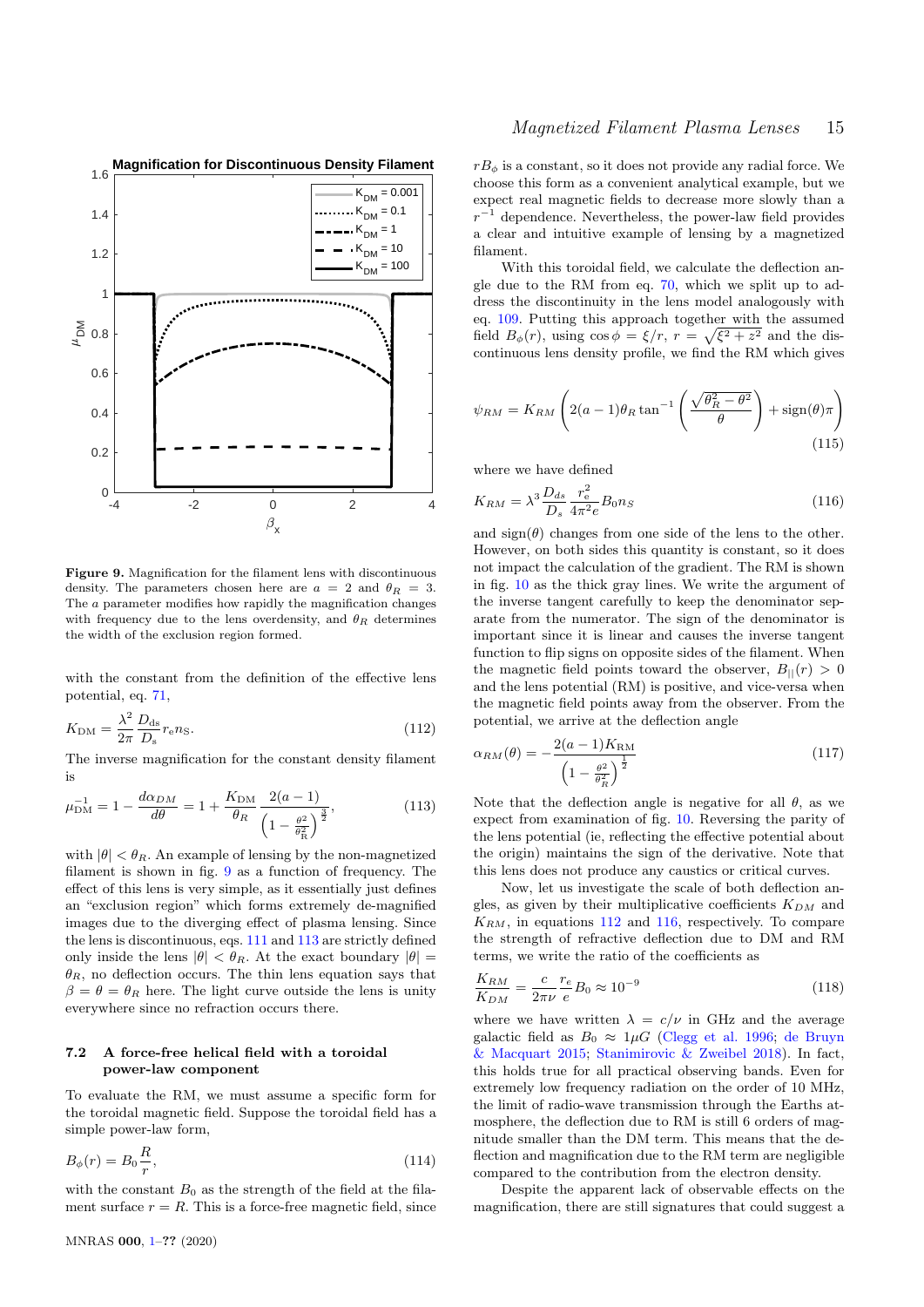**Figure 9.** Magnification for the filament lens with discontinuous density. The parameters chosen here are $a = 2$ and $\theta_R = 3$. The $a$ parameter modifies how rapidly the magnification changes with frequency due to the lens overdensity, and $\theta_R$ determines the width of the exclusion region formed.

with the constant from the definition of the effective lens potential, eq. 71,

$$K_{\rm DM} = \frac{\lambda^2}{2\pi}\frac{D_{\rm ds}}{D_{\rm s}} r_{\rm e} n_{\rm S}. \tag{112}$$

The inverse magnification for the constant density filament is

$$\mu_{\rm DM}^{-1} = 1 - \frac{d\alpha_{DM}}{d\theta} = 1 + \frac{K_{\rm DM}}{\theta_R}\frac{2(a-1)}{\left(1-\frac{\theta^2}{\theta_{\rm R}^2}\right)^{\frac{3}{2}}}, \tag{113}$$

with $|\theta| < \theta_R$. An example of lensing by the non-magnetized filament is shown in fig. 9 as a function of frequency. The effect of this lens is very simple, as it essentially just defines an "exclusion region" which forms extremely de-magnified images due to the diverging effect of plasma lensing. Since the lens is discontinuous, eqs. 111 and 113 are strictly defined only inside the lens $|\theta| < \theta_R$. At the exact boundary $|\theta| = \theta_R$, no deflection occurs. The thin lens equation says that $\beta = \theta = \theta_R$ here. The light curve outside the lens is unity everywhere since no refraction occurs there.

### 7.2 A force-free helical field with a toroidal power-law component

To evaluate the RM, we must assume a specific form for the toroidal magnetic field. Suppose the toroidal field has a simple power-law form,

$$B_\phi(r) = B_0\frac{R}{r}, \tag{114}$$

with the constant $B_0$ as the strength of the field at the filament surface $r = R$. This is a force-free magnetic field, since $rB_\phi$ is a constant, so it does not provide any radial force. We choose this form as a convenient analytical example, but we expect real magnetic fields to decrease more slowly than a $r^{-1}$ dependence. Nevertheless, the power-law field provides a clear and intuitive example of lensing by a magnetized filament.

With this toroidal field, we calculate the deflection angle due to the RM from eq. 70, which we split up to address the discontinuity in the lens model analogously with eq. 109. Putting this approach together with the assumed field $B_\phi(r)$, using $\cos\phi = \xi/r$, $r = \sqrt{\xi^2+z^2}$ and the discontinuous lens density profile, we find the RM which gives

$$\psi_{RM} = K_{RM}\left(2(a-1)\theta_R\tan^{-1}\left(\frac{\sqrt{\theta_R^2-\theta^2}}{\theta}\right) + \text{sign}(\theta)\pi\right) \tag{115}$$

where we have defined

$$K_{RM} = \lambda^3\frac{D_{ds}}{D_s}\frac{r_{\rm e}^2}{4\pi^2 e}B_0 n_S \tag{116}$$

and sign($\theta$) changes from one side of the lens to the other. However, on both sides this quantity is constant, so it does not impact the calculation of the gradient. The RM is shown in fig. 10 as the thick gray lines. We write the argument of the inverse tangent carefully to keep the denominator separate from the numerator. The sign of the denominator is important since it is linear and causes the inverse tangent function to flip signs on opposite sides of the filament. When the magnetic field points toward the observer, $B_{||}(r) > 0$ and the lens potential (RM) is positive, and vice-versa when the magnetic field points away from the observer. From the potential, we arrive at the deflection angle

$$\alpha_{RM}(\theta) = -\frac{2(a-1)K_{\rm RM}}{\left(1-\frac{\theta^2}{\theta_R^2}\right)^{\frac{1}{2}}} \tag{117}$$

Note that the deflection angle is negative for all $\theta$, as we expect from examination of fig. 10. Reversing the parity of the lens potential (ie, reflecting the effective potential about the origin) maintains the sign of the derivative. Note that this lens does not produce any caustics or critical curves.

Now, let us investigate the scale of both deflection angles, as given by their multiplicative coefficients $K_{DM}$ and $K_{RM}$, in equations 112 and 116, respectively. To compare the strength of refractive deflection due to DM and RM terms, we write the ratio of the coefficients as

$$\frac{K_{RM}}{K_{DM}} = \frac{c}{2\pi\nu}\frac{r_e}{e}B_0 \approx 10^{-9} \tag{118}$$

where we have written $\lambda = c/\nu$ in GHz and the average galactic field as $B_0 \approx 1\mu G$ (Clegg et al. 1996; de Bruyn & Macquart 2015; Stanimirovic & Zweibel 2018). In fact, this holds true for all practical observing bands. Even for extremely low frequency radiation on the order of 10 MHz, the limit of radio-wave transmission through the Earths atmosphere, the deflection due to RM is still 6 orders of magnitude smaller than the DM term. This means that the deflection and magnification due to the RM term are negligible compared to the contribution from the electron density.

Despite the apparent lack of observable effects on the magnification, there are still signatures that could suggest a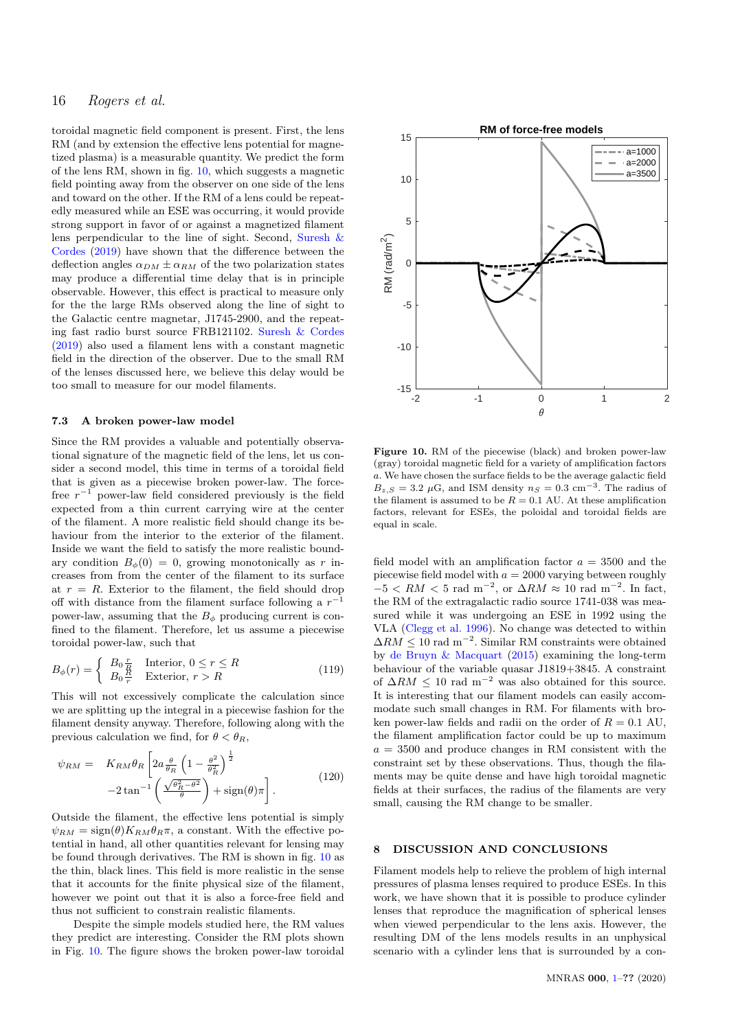toroidal magnetic field component is present. First, the lens RM (and by extension the effective lens potential for magnetized plasma) is a measurable quantity. We predict the form of the lens RM, shown in fig. 10, which suggests a magnetic field pointing away from the observer on one side of the lens and toward on the other. If the RM of a lens could be repeatedly measured while an ESE was occurring, it would provide strong support in favor of or against a magnetized filament lens perpendicular to the line of sight. Second, Suresh & Cordes (2019) have shown that the difference between the deflection angles $\alpha_{DM} \pm \alpha_{RM}$ of the two polarization states may produce a differential time delay that is in principle observable. However, this effect is practical to measure only for the the large RMs observed along the line of sight to the Galactic centre magnetar, J1745-2900, and the repeating fast radio burst source FRB121102. Suresh & Cordes (2019) also used a filament lens with a constant magnetic field in the direction of the observer. Due to the small RM of the lenses discussed here, we believe this delay would be too small to measure for our model filaments.

### 7.3 A broken power-law model

Since the RM provides a valuable and potentially observational signature of the magnetic field of the lens, let us consider a second model, this time in terms of a toroidal field that is given as a piecewise broken power-law. The force-free $r^{-1}$ power-law field considered previously is the field expected from a thin current carrying wire at the center of the filament. A more realistic field should change its behaviour from the interior to the exterior of the filament. Inside we want the field to satisfy the more realistic boundary condition $B_\phi(0) = 0$, growing monotonically as $r$ increases from from the center of the filament to its surface at $r = R$. Exterior to the filament, the field should drop off with distance from the filament surface following a $r^{-1}$ power-law, assuming that the $B_\phi$ producing current is confined to the filament. Therefore, let us assume a piecewise toroidal power-law, such that

$$B_\phi(r) = \begin{cases} B_0 \frac{r}{R} & \text{Interior, } 0 \le r \le R \\ B_0 \frac{R}{r} & \text{Exterior, } r > R \end{cases} \tag{119}$$

This will not excessively complicate the calculation since we are splitting up the integral in a piecewise fashion for the filament density anyway. Therefore, following along with the previous calculation we find, for $\theta < \theta_R$,

$$\psi_{RM} = K_{RM}\theta_R \left[ 2a\frac{\theta}{\theta_R}\left(1 - \frac{\theta^2}{\theta_R^2}\right)^{\frac{1}{2}} - 2\tan^{-1}\left(\frac{\sqrt{\theta_R^2 - \theta^2}}{\theta}\right) + \text{sign}(\theta)\pi \right]. \tag{120}$$

Outside the filament, the effective lens potential is simply $\psi_{RM} = \text{sign}(\theta) K_{RM}\theta_R\pi$, a constant. With the effective potential in hand, all other quantities relevant for lensing may be found through derivatives. The RM is shown in fig. 10 as the thin, black lines. This field is more realistic in the sense that it accounts for the finite physical size of the filament, however we point out that it is also a force-free field and thus not sufficient to constrain realistic filaments.

Despite the simple models studied here, the RM values they predict are interesting. Consider the RM plots shown in Fig. 10. The figure shows the broken power-law toroidal field model with an amplification factor $a = 3500$ and the piecewise field model with $a = 2000$ varying between roughly $-5 < RM < 5$ rad m$^{-2}$, or $\Delta RM \approx 10$ rad m$^{-2}$. In fact, the RM of the extragalactic radio source 1741-038 was measured while it was undergoing an ESE in 1992 using the VLA (Clegg et al. 1996). No change was detected to within $\Delta RM \le 10$ rad m$^{-2}$. Similar RM constraints were obtained by de Bruyn & Macquart (2015) examining the long-term behaviour of the variable quasar J1819+3845. A constraint of $\Delta RM \le 10$ rad m$^{-2}$ was also obtained for this source. It is interesting that our filament models can easily accommodate such small changes in RM. For filaments with broken power-law fields and radii on the order of $R = 0.1$ AU, the filament amplification factor could be up to maximum $a = 3500$ and produce changes in RM consistent with the constraint set by these observations. Thus, though the filaments may be quite dense and have high toroidal magnetic fields at their surfaces, the radius of the filaments are very small, causing the RM change to be smaller.

**Figure 10.** RM of the piecewise (black) and broken power-law (gray) toroidal magnetic field for a variety of amplification factors $a$. We have chosen the surface fields to be the average galactic field $B_{z,S} = 3.2$ $\mu$G, and ISM density $n_S = 0.3$ cm$^{-3}$. The radius of the filament is assumed to be $R = 0.1$ AU. At these amplification factors, relevant for ESEs, the poloidal and toroidal fields are equal in scale.

## 8 DISCUSSION AND CONCLUSIONS

Filament models help to relieve the problem of high internal pressures of plasma lenses required to produce ESEs. In this work, we have shown that it is possible to produce cylinder lenses that reproduce the magnification of spherical lenses when viewed perpendicular to the lens axis. However, the resulting DM of the lens models results in an unphysical scenario with a cylinder lens that is surrounded by a con-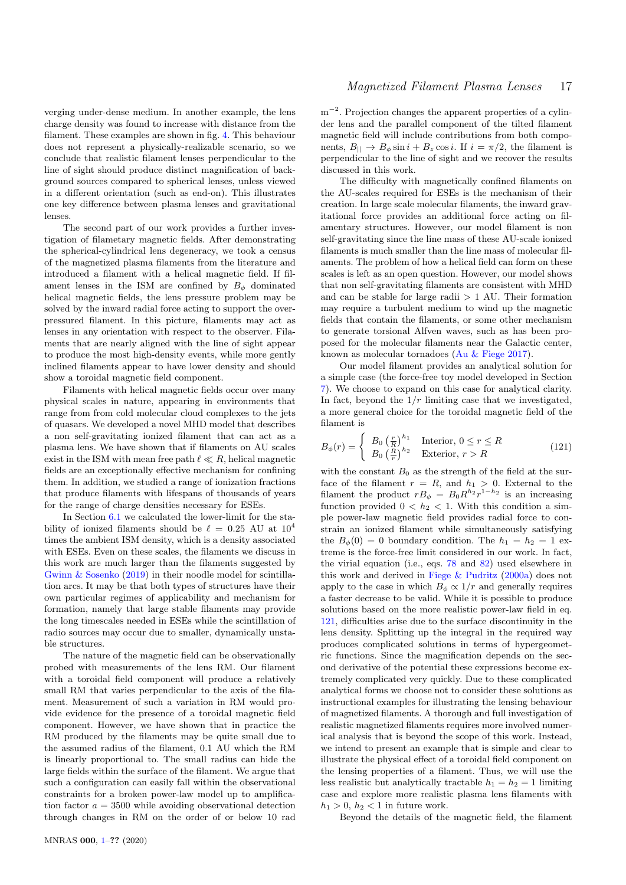verging under-dense medium. In another example, the lens charge density was found to increase with distance from the filament. These examples are shown in fig. 4. This behaviour does not represent a physically-realizable scenario, so we conclude that realistic filament lenses perpendicular to the line of sight should produce distinct magnification of background sources compared to spherical lenses, unless viewed in a different orientation (such as end-on). This illustrates one key difference between plasma lenses and gravitational lenses.

The second part of our work provides a further investigation of filametary magnetic fields. After demonstrating the spherical-cylindrical lens degeneracy, we took a census of the magnetized plasma filaments from the literature and introduced a filament with a helical magnetic field. If filament lenses in the ISM are confined by $B_\phi$ dominated helical magnetic fields, the lens pressure problem may be solved by the inward radial force acting to support the overpressured filament. In this picture, filaments may act as lenses in any orientation with respect to the observer. Filaments that are nearly aligned with the line of sight appear to produce the most high-density events, while more gently inclined filaments appear to have lower density and should show a toroidal magnetic field component.

Filaments with helical magnetic fields occur over many physical scales in nature, appearing in environments that range from from cold molecular cloud complexes to the jets of quasars. We developed a novel MHD model that describes a non self-gravitating ionized filament that can act as a plasma lens. We have shown that if filaments on AU scales exist in the ISM with mean free path $\ell \ll R$, helical magnetic fields are an exceptionally effective mechanism for confining them. In addition, we studied a range of ionization fractions that produce filaments with lifespans of thousands of years for the range of charge densities necessary for ESEs.

In Section 6.1 we calculated the lower-limit for the stability of ionized filaments should be $\ell = 0.25$ AU at $10^4$ times the ambient ISM density, which is a density associated with ESEs. Even on these scales, the filaments we discuss in this work are much larger than the filaments suggested by Gwinn & Sosenko (2019) in their noodle model for scintillation arcs. It may be that both types of structures have their own particular regimes of applicability and mechanism for formation, namely that large stable filaments may provide the long timescales needed in ESEs while the scintillation of radio sources may occur due to smaller, dynamically unstable structures.

The nature of the magnetic field can be observationally probed with measurements of the lens RM. Our filament with a toroidal field component will produce a relatively small RM that varies perpendicular to the axis of the filament. Measurement of such a variation in RM would provide evidence for the presence of a toroidal magnetic field component. However, we have shown that in practice the RM produced by the filaments may be quite small due to the assumed radius of the filament, 0.1 AU which the RM is linearly proportional to. The small radius can hide the large fields within the surface of the filament. We argue that such a configuration can easily fall within the observational constraints for a broken power-law model up to amplification factor $a = 3500$ while avoiding observational detection through changes in RM on the order of or below 10 rad m$^{-2}$. Projection changes the apparent properties of a cylinder lens and the parallel component of the tilted filament magnetic field will include contributions from both components, $B_{||} \to B_\phi \sin i + B_z \cos i$. If $i = \pi/2$, the filament is perpendicular to the line of sight and we recover the results discussed in this work.

The difficulty with magnetically confined filaments on the AU-scales required for ESEs is the mechanism of their creation. In large scale molecular filaments, the inward gravitational force provides an additional force acting on filamentary structures. However, our model filament is non self-gravitating since the line mass of these AU-scale ionized filaments is much smaller than the line mass of molecular filaments. The problem of how a helical field can form on these scales is left as an open question. However, our model shows that non self-gravitating filaments are consistent with MHD and can be stable for large radii > 1 AU. Their formation may require a turbulent medium to wind up the magnetic fields that contain the filaments, or some other mechanism to generate torsional Alfven waves, such as has been proposed for the molecular filaments near the Galactic center, known as molecular tornadoes (Au & Fiege 2017).

Our model filament provides an analytical solution for a simple case (the force-free toy model developed in Section 7). We choose to expand on this case for analytical clarity. In fact, beyond the $1/r$ limiting case that we investigated, a more general choice for the toroidal magnetic field of the filament is

$$B_\phi(r) = \begin{cases} B_0 \left(\frac{r}{R}\right)^{h_1} & \text{Interior, } 0 \le r \le R \\ B_0 \left(\frac{R}{r}\right)^{h_2} & \text{Exterior, } r > R \end{cases} \tag{121}$$

with the constant $B_0$ as the strength of the field at the surface of the filament $r = R$, and $h_1 > 0$. External to the filament the product $rB_\phi = B_0 R^{h_2} r^{1-h_2}$ is an increasing function provided $0 < h_2 < 1$. With this condition a simple power-law magnetic field provides radial force to constrain an ionized filament while simultaneously satisfying the $B_\phi(0) = 0$ boundary condition. The $h_1 = h_2 = 1$ extreme is the force-free limit considered in our work. In fact, the virial equation (i.e., eqs. 78 and 82) used elsewhere in this work and derived in Fiege & Pudritz (2000a) does not apply to the case in which $B_\phi \propto 1/r$ and generally requires a faster decrease to be valid. While it is possible to produce solutions based on the more realistic power-law field in eq. 121, difficulties arise due to the surface discontinuity in the lens density. Splitting up the integral in the required way produces complicated solutions in terms of hypergeometric functions. Since the magnification depends on the second derivative of the potential these expressions become extremely complicated very quickly. Due to these complicated analytical forms we choose not to consider these solutions as instructional examples for illustrating the lensing behaviour of magnetized filaments. A thorough and full investigation of realistic magnetized filaments requires more involved numerical analysis that is beyond the scope of this work. Instead, we intend to present an example that is simple and clear to illustrate the physical effect of a toroidal field component on the lensing properties of a filament. Thus, we will use the less realistic but analytically tractable $h_1 = h_2 = 1$ limiting case and explore more realistic plasma lens filaments with $h_1 > 0$, $h_2 < 1$ in future work.

Beyond the details of the magnetic field, the filament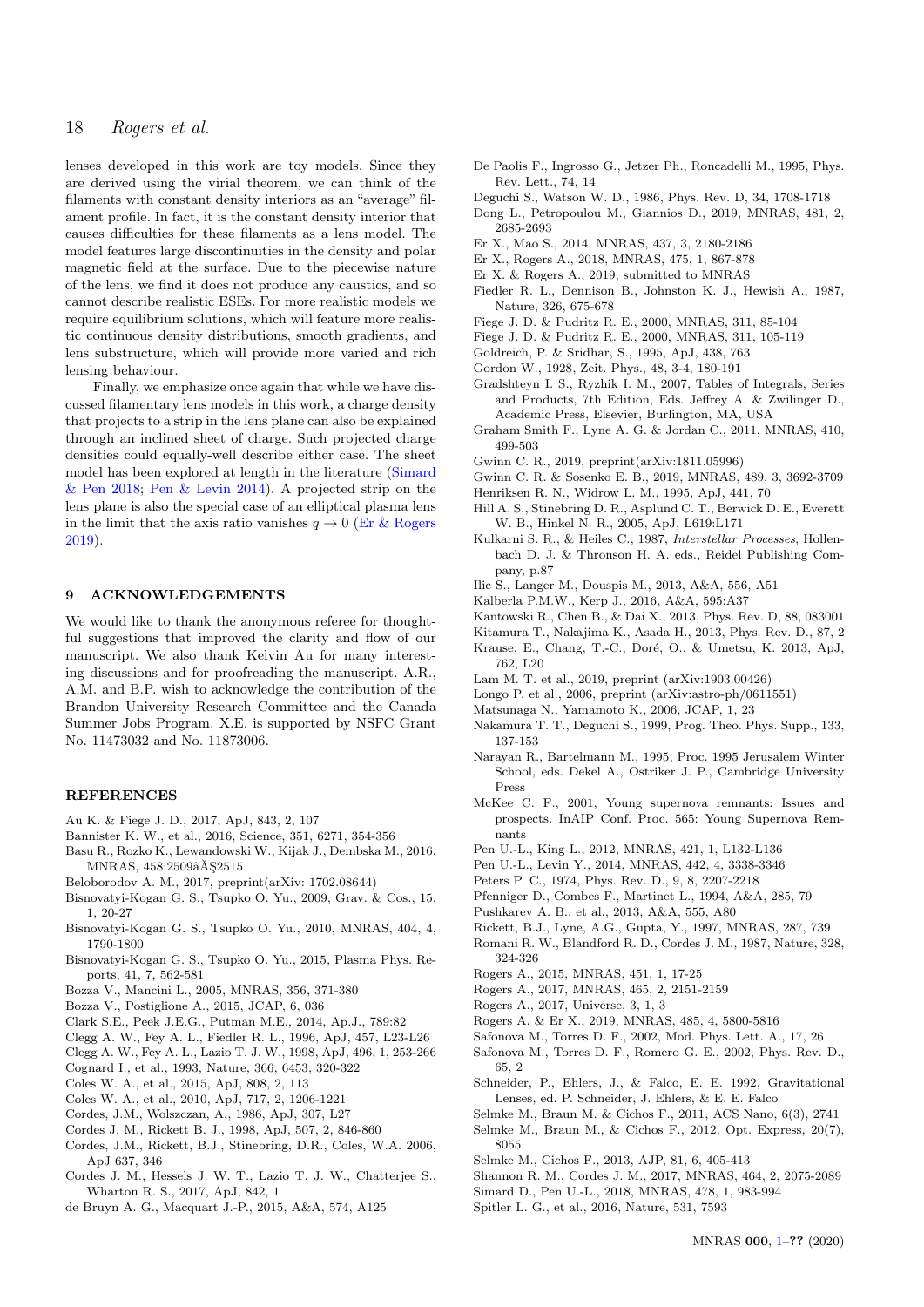lenses developed in this work are toy models. Since they are derived using the virial theorem, we can think of the filaments with constant density interiors as an "average" filament profile. In fact, it is the constant density interior that causes difficulties for these filaments as a lens model. The model features large discontinuities in the density and polar magnetic field at the surface. Due to the piecewise nature of the lens, we find it does not produce any caustics, and so cannot describe realistic ESEs. For more realistic models we require equilibrium solutions, which will feature more realistic continuous density distributions, smooth gradients, and lens substructure, which will provide more varied and rich lensing behaviour.

Finally, we emphasize once again that while we have discussed filamentary lens models in this work, a charge density that projects to a strip in the lens plane can also be explained through an inclined sheet of charge. Such projected charge densities could equally-well describe either case. The sheet model has been explored at length in the literature (Simard & Pen 2018; Pen & Levin 2014). A projected strip on the lens plane is also the special case of an elliptical plasma lens in the limit that the axis ratio vanishes $q \to 0$ (Er & Rogers 2019).

## 9 ACKNOWLEDGEMENTS

We would like to thank the anonymous referee for thoughtful suggestions that improved the clarity and flow of our manuscript. We also thank Kelvin Au for many interesting discussions and for proofreading the manuscript. A.R., A.M. and B.P. wish to acknowledge the contribution of the Brandon University Research Committee and the Canada Summer Jobs Program. X.E. is supported by NSFC Grant No. 11473032 and No. 11873006.

## REFERENCES

Au K. & Fiege J. D., 2017, ApJ, 843, 2, 107
Bannister K. W., et al., 2016, Science, 351, 6271, 354-356
Basu R., Rozko K., Lewandowski W., Kijak J., Dembska M., 2016, MNRAS, 458:2509âĂŞ2515
Beloborodov A. M., 2017, preprint(arXiv: 1702.08644)
Bisnovatyi-Kogan G. S., Tsupko O. Yu., 2009, Grav. & Cos., 15, 1, 20-27
Bisnovatyi-Kogan G. S., Tsupko O. Yu., 2010, MNRAS, 404, 4, 1790-1800
Bisnovatyi-Kogan G. S., Tsupko O. Yu., 2015, Plasma Phys. Reports, 41, 7, 562-581
Bozza V., Mancini L., 2005, MNRAS, 356, 371-380
Bozza V., Postiglione A., 2015, JCAP, 6, 036
Clark S.E., Peek J.E.G., Putman M.E., 2014, Ap.J., 789:82
Clegg A. W., Fey A. L., Fiedler R. L., 1996, ApJ, 457, L23-L26
Clegg A. W., Fey A. L., Lazio T. J. W., 1998, ApJ, 496, 1, 253-266
Cognard I., et al., 1993, Nature, 366, 6453, 320-322
Coles W. A., et al., 2015, ApJ, 808, 2, 113
Coles W. A., et al., 2010, ApJ, 717, 2, 1206-1221
Cordes, J.M., Wolszczan, A., 1986, ApJ, 307, L27
Cordes J. M., Rickett B. J., 1998, ApJ, 507, 2, 846-860
Cordes, J.M., Rickett, B.J., Stinebring, D.R., Coles, W.A. 2006, ApJ 637, 346
Cordes J. M., Hessels J. W. T., Lazio T. J. W., Chatterjee S., Wharton R. S., 2017, ApJ, 842, 1
de Bruyn A. G., Macquart J.-P., 2015, A&A, 574, A125
De Paolis F., Ingrosso G., Jetzer Ph., Roncadelli M., 1995, Phys. Rev. Lett., 74, 14
Deguchi S., Watson W. D., 1986, Phys. Rev. D, 34, 1708-1718
Dong L., Petropoulou M., Giannios D., 2019, MNRAS, 481, 2, 2685-2693
Er X., Mao S., 2014, MNRAS, 437, 3, 2180-2186
Er X., Rogers A., 2018, MNRAS, 475, 1, 867-878
Er X. & Rogers A., 2019, submitted to MNRAS
Fiedler R. L., Dennison B., Johnston K. J., Hewish A., 1987, Nature, 326, 675-678
Fiege J. D. & Pudritz R. E., 2000, MNRAS, 311, 85-104
Fiege J. D. & Pudritz R. E., 2000, MNRAS, 311, 105-119
Goldreich, P. & Sridhar, S., 1995, ApJ, 438, 763
Gordon W., 1928, Zeit. Phys., 48, 3-4, 180-191
Gradshteyn I. S., Ryzhik I. M., 2007, Tables of Integrals, Series and Products, 7th Edition, Eds. Jeffrey A. & Zwilinger D., Academic Press, Elsevier, Burlington, MA, USA
Graham Smith F., Lyne A. G. & Jordan C., 2011, MNRAS, 410, 499-503
Gwinn C. R., 2019, preprint(arXiv:1811.05996)
Gwinn C. R. & Sosenko E. B., 2019, MNRAS, 489, 3, 3692-3709
Henriksen R. N., Widrow L. M., 1995, ApJ, 441, 70
Hill A. S., Stinebring D. R., Asplund C. T., Berwick D. E., Everett W. B., Hinkel N. R., 2005, ApJ, L619:L171
Kulkarni S. R., & Heiles C., 1987, *Interstellar Processes*, Hollenbach D. J. & Thronson H. A. eds., Reidel Publishing Company, p.87
Ilic S., Langer M., Douspis M., 2013, A&A, 556, A51
Kalberla P.M.W., Kerp J., 2016, A&A, 595:A37
Kantowski R., Chen B., & Dai X., 2013, Phys. Rev. D, 88, 083001
Kitamura T., Nakajima K., Asada H., 2013, Phys. Rev. D., 87, 2
Krause, E., Chang, T.-C., Doré, O., & Umetsu, K. 2013, ApJ, 762, L20
Lam M. T. et al., 2019, preprint (arXiv:1903.00426)
Longo P. et al., 2006, preprint (arXiv:astro-ph/0611551)
Matsunaga N., Yamamoto K., 2006, JCAP, 1, 23
Nakamura T. T., Deguchi S., 1999, Prog. Theo. Phys. Supp., 133, 137-153
Narayan R., Bartelmann M., 1995, Proc. 1995 Jerusalem Winter School, eds. Dekel A., Ostriker J. P., Cambridge University Press
McKee C. F., 2001, Young supernova remnants: Issues and prospects. InAIP Conf. Proc. 565: Young Supernova Remnants
Pen U.-L., King L., 2012, MNRAS, 421, 1, L132-L136
Pen U.-L., Levin Y., 2014, MNRAS, 442, 4, 3338-3346
Peters P. C., 1974, Phys. Rev. D., 9, 8, 2207-2218
Pfenniger D., Combes F., Martinet L., 1994, A&A, 285, 79
Pushkarev A. B., et al., 2013, A&A, 555, A80
Rickett, B.J., Lyne, A.G., Gupta, Y., 1997, MNRAS, 287, 739
Romani R. W., Blandford R. D., Cordes J. M., 1987, Nature, 328, 324-326
Rogers A., 2015, MNRAS, 451, 1, 17-25
Rogers A., 2017, MNRAS, 465, 2, 2151-2159
Rogers A., 2017, Universe, 3, 1, 3
Rogers A. & Er X., 2019, MNRAS, 485, 4, 5800-5816
Safonova M., Torres D. F., 2002, Mod. Phys. Lett. A., 17, 26
Safonova M., Torres D. F., Romero G. E., 2002, Phys. Rev. D., 65, 2
Schneider, P., Ehlers, J., & Falco, E. E. 1992, Gravitational Lenses, ed. P. Schneider, J. Ehlers, & E. E. Falco
Selmke M., Braun M. & Cichos F., 2011, ACS Nano, 6(3), 2741
Selmke M., Braun M., & Cichos F., 2012, Opt. Express, 20(7), 8055
Selmke M., Cichos F., 2013, AJP, 81, 6, 405-413
Shannon R. M., Cordes J. M., 2017, MNRAS, 464, 2, 2075-2089
Simard D., Pen U.-L., 2018, MNRAS, 478, 1, 983-994
Spitler L. G., et al., 2016, Nature, 531, 7593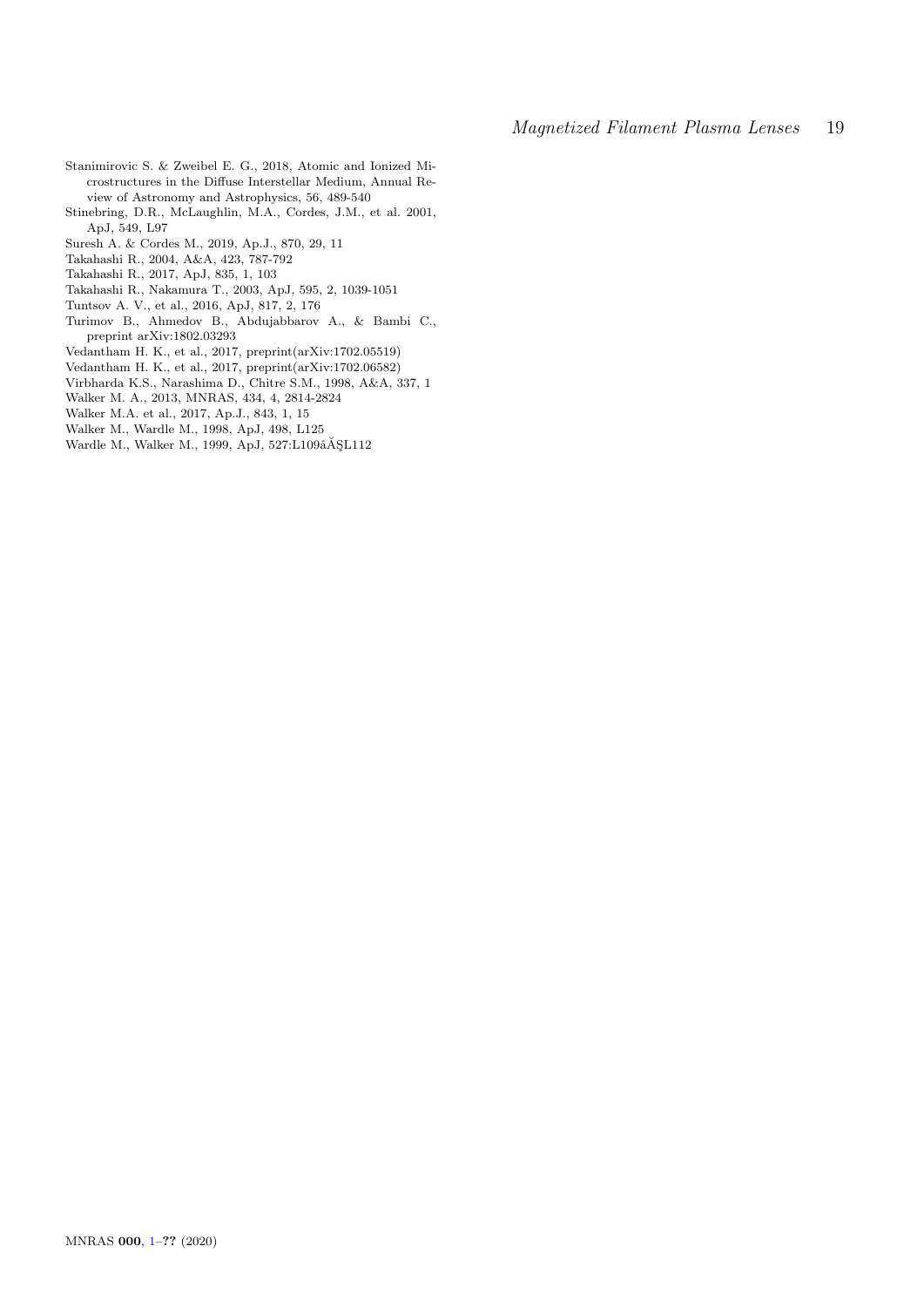Stanimirovic S. & Zweibel E. G., 2018, Atomic and Ionized Microstructures in the Diffuse Interstellar Medium, Annual Review of Astronomy and Astrophysics, 56, 489-540

Stinebring, D.R., McLaughlin, M.A., Cordes, J.M., et al. 2001, ApJ, 549, L97

Suresh A. & Cordes M., 2019, Ap.J., 870, 29, 11

Takahashi R., 2004, A&A, 423, 787-792

Takahashi R., 2017, ApJ, 835, 1, 103

Takahashi R., Nakamura T., 2003, ApJ, 595, 2, 1039-1051

Tuntsov A. V., et al., 2016, ApJ, 817, 2, 176

Turimov B., Ahmedov B., Abdujabbarov A., & Bambi C., preprint arXiv:1802.03293

Vedantham H. K., et al., 2017, preprint(arXiv:1702.05519)

Vedantham H. K., et al., 2017, preprint(arXiv:1702.06582)

Virbharda K.S., Narashima D., Chitre S.M., 1998, A&A, 337, 1

Walker M. A., 2013, MNRAS, 434, 4, 2814-2824

Walker M.A. et al., 2017, Ap.J., 843, 1, 15

Walker M., Wardle M., 1998, ApJ, 498, L125

Wardle M., Walker M., 1999, ApJ, 527:L109âĂŞL112